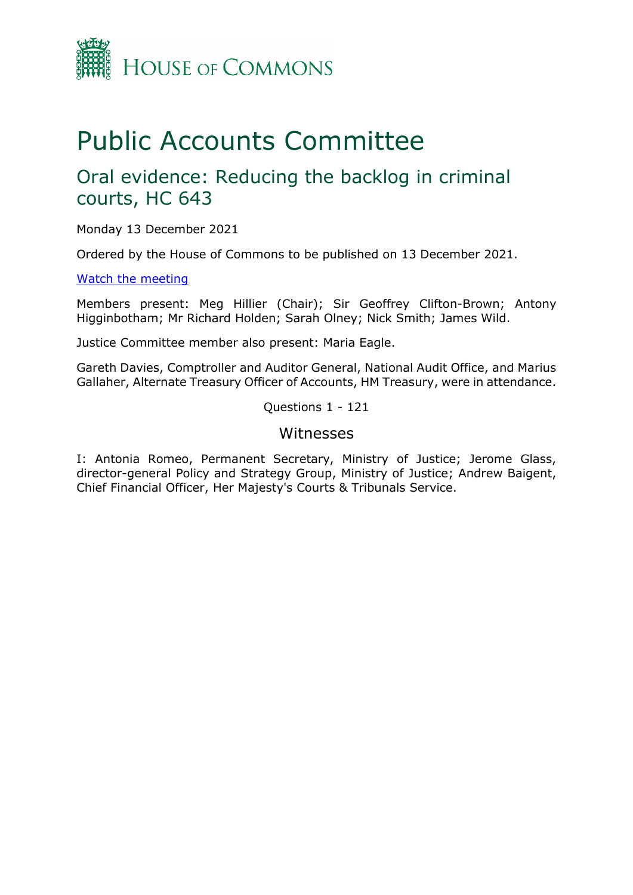HOUSE OF COMMONS

# Public Accounts Committee

## Oral evidence: Reducing the backlog in criminal courts, HC 643

Monday 13 December 2021

Ordered by the House of Commons to be published on 13 December 2021.

[Watch the meeting]

Members present: Meg Hillier (Chair); Sir Geoffrey Clifton-Brown; Antony Higginbotham; Mr Richard Holden; Sarah Olney; Nick Smith; James Wild.

Justice Committee member also present: Maria Eagle.

Gareth Davies, Comptroller and Auditor General, National Audit Office, and Marius Gallaher, Alternate Treasury Officer of Accounts, HM Treasury, were in attendance.

Questions 1 - 121

### Witnesses

I: Antonia Romeo, Permanent Secretary, Ministry of Justice; Jerome Glass, director-general Policy and Strategy Group, Ministry of Justice; Andrew Baigent, Chief Financial Officer, Her Majesty's Courts & Tribunals Service.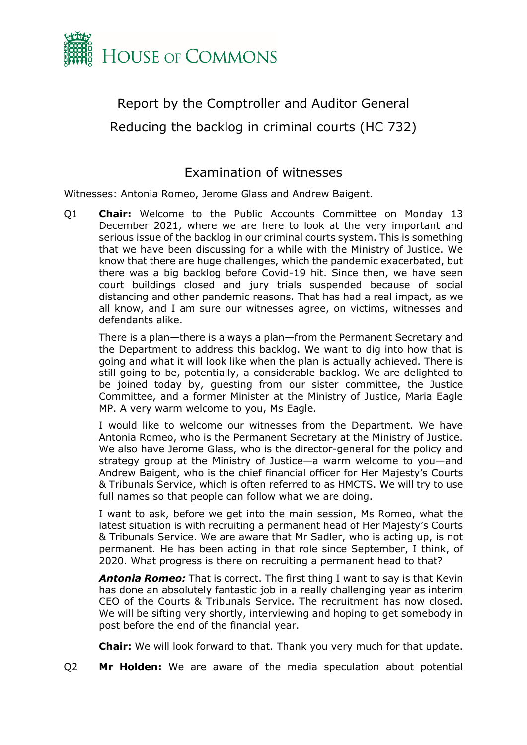# HOUSE OF COMMONS

Report by the Comptroller and Auditor General

Reducing the backlog in criminal courts (HC 732)

## Examination of witnesses

Witnesses: Antonia Romeo, Jerome Glass and Andrew Baigent.

Q1 **Chair:** Welcome to the Public Accounts Committee on Monday 13 December 2021, where we are here to look at the very important and serious issue of the backlog in our criminal courts system. This is something that we have been discussing for a while with the Ministry of Justice. We know that there are huge challenges, which the pandemic exacerbated, but there was a big backlog before Covid-19 hit. Since then, we have seen court buildings closed and jury trials suspended because of social distancing and other pandemic reasons. That has had a real impact, as we all know, and I am sure our witnesses agree, on victims, witnesses and defendants alike.

There is a plan—there is always a plan—from the Permanent Secretary and the Department to address this backlog. We want to dig into how that is going and what it will look like when the plan is actually achieved. There is still going to be, potentially, a considerable backlog. We are delighted to be joined today by, guesting from our sister committee, the Justice Committee, and a former Minister at the Ministry of Justice, Maria Eagle MP. A very warm welcome to you, Ms Eagle.

I would like to welcome our witnesses from the Department. We have Antonia Romeo, who is the Permanent Secretary at the Ministry of Justice. We also have Jerome Glass, who is the director-general for the policy and strategy group at the Ministry of Justice—a warm welcome to you—and Andrew Baigent, who is the chief financial officer for Her Majesty's Courts & Tribunals Service, which is often referred to as HMCTS. We will try to use full names so that people can follow what we are doing.

I want to ask, before we get into the main session, Ms Romeo, what the latest situation is with recruiting a permanent head of Her Majesty's Courts & Tribunals Service. We are aware that Mr Sadler, who is acting up, is not permanent. He has been acting in that role since September, I think, of 2020. What progress is there on recruiting a permanent head to that?

***Antonia Romeo:*** That is correct. The first thing I want to say is that Kevin has done an absolutely fantastic job in a really challenging year as interim CEO of the Courts & Tribunals Service. The recruitment has now closed. We will be sifting very shortly, interviewing and hoping to get somebody in post before the end of the financial year.

**Chair:** We will look forward to that. Thank you very much for that update.

Q2 **Mr Holden:** We are aware of the media speculation about potential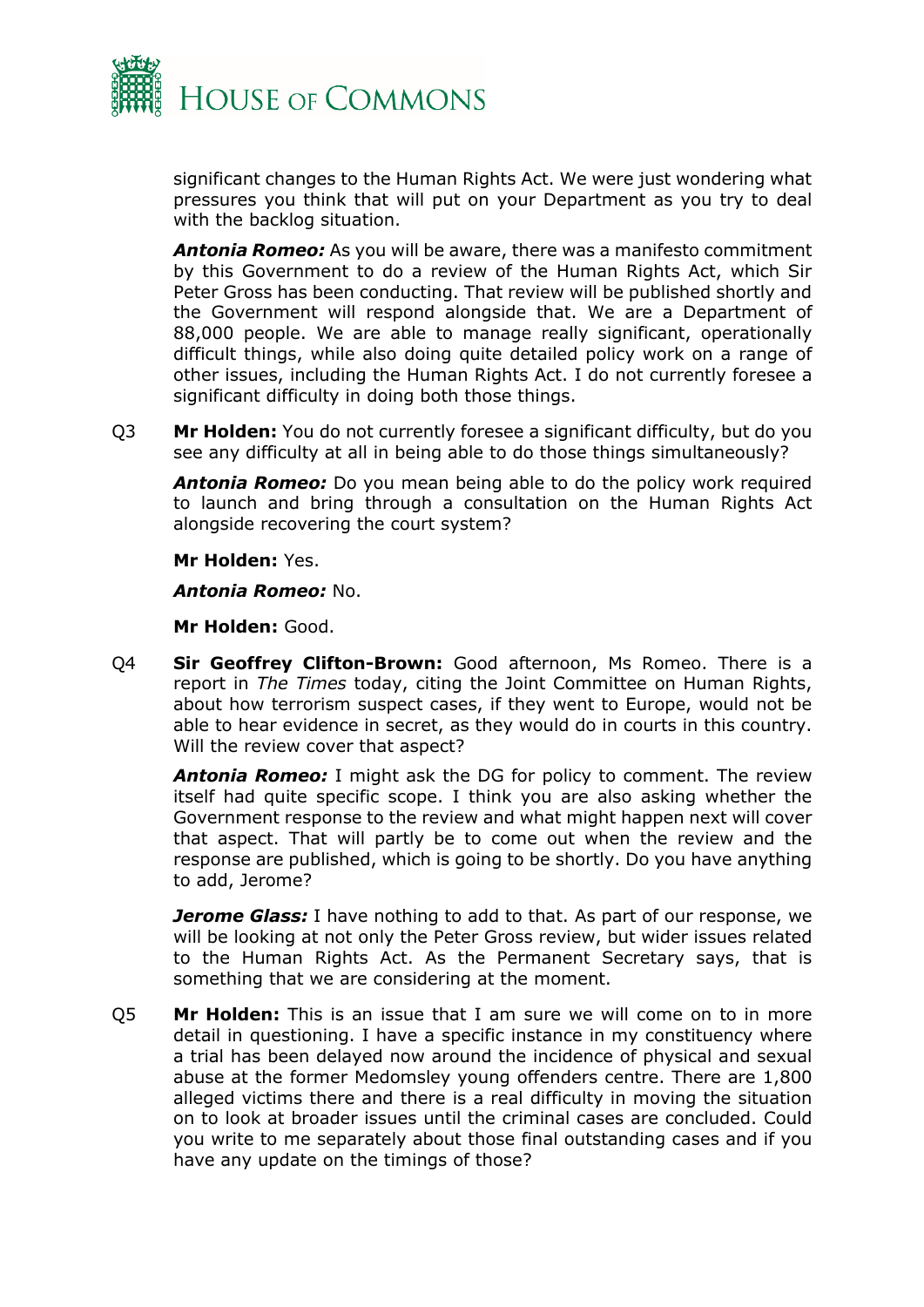significant changes to the Human Rights Act. We were just wondering what pressures you think that will put on your Department as you try to deal with the backlog situation.

***Antonia Romeo:*** As you will be aware, there was a manifesto commitment by this Government to do a review of the Human Rights Act, which Sir Peter Gross has been conducting. That review will be published shortly and the Government will respond alongside that. We are a Department of 88,000 people. We are able to manage really significant, operationally difficult things, while also doing quite detailed policy work on a range of other issues, including the Human Rights Act. I do not currently foresee a significant difficulty in doing both those things.

Q3 **Mr Holden:** You do not currently foresee a significant difficulty, but do you see any difficulty at all in being able to do those things simultaneously?

***Antonia Romeo:*** Do you mean being able to do the policy work required to launch and bring through a consultation on the Human Rights Act alongside recovering the court system?

**Mr Holden:** Yes.

***Antonia Romeo:*** No.

**Mr Holden:** Good.

Q4 **Sir Geoffrey Clifton-Brown:** Good afternoon, Ms Romeo. There is a report in *The Times* today, citing the Joint Committee on Human Rights, about how terrorism suspect cases, if they went to Europe, would not be able to hear evidence in secret, as they would do in courts in this country. Will the review cover that aspect?

***Antonia Romeo:*** I might ask the DG for policy to comment. The review itself had quite specific scope. I think you are also asking whether the Government response to the review and what might happen next will cover that aspect. That will partly be to come out when the review and the response are published, which is going to be shortly. Do you have anything to add, Jerome?

***Jerome Glass:*** I have nothing to add to that. As part of our response, we will be looking at not only the Peter Gross review, but wider issues related to the Human Rights Act. As the Permanent Secretary says, that is something that we are considering at the moment.

Q5 **Mr Holden:** This is an issue that I am sure we will come on to in more detail in questioning. I have a specific instance in my constituency where a trial has been delayed now around the incidence of physical and sexual abuse at the former Medomsley young offenders centre. There are 1,800 alleged victims there and there is a real difficulty in moving the situation on to look at broader issues until the criminal cases are concluded. Could you write to me separately about those final outstanding cases and if you have any update on the timings of those?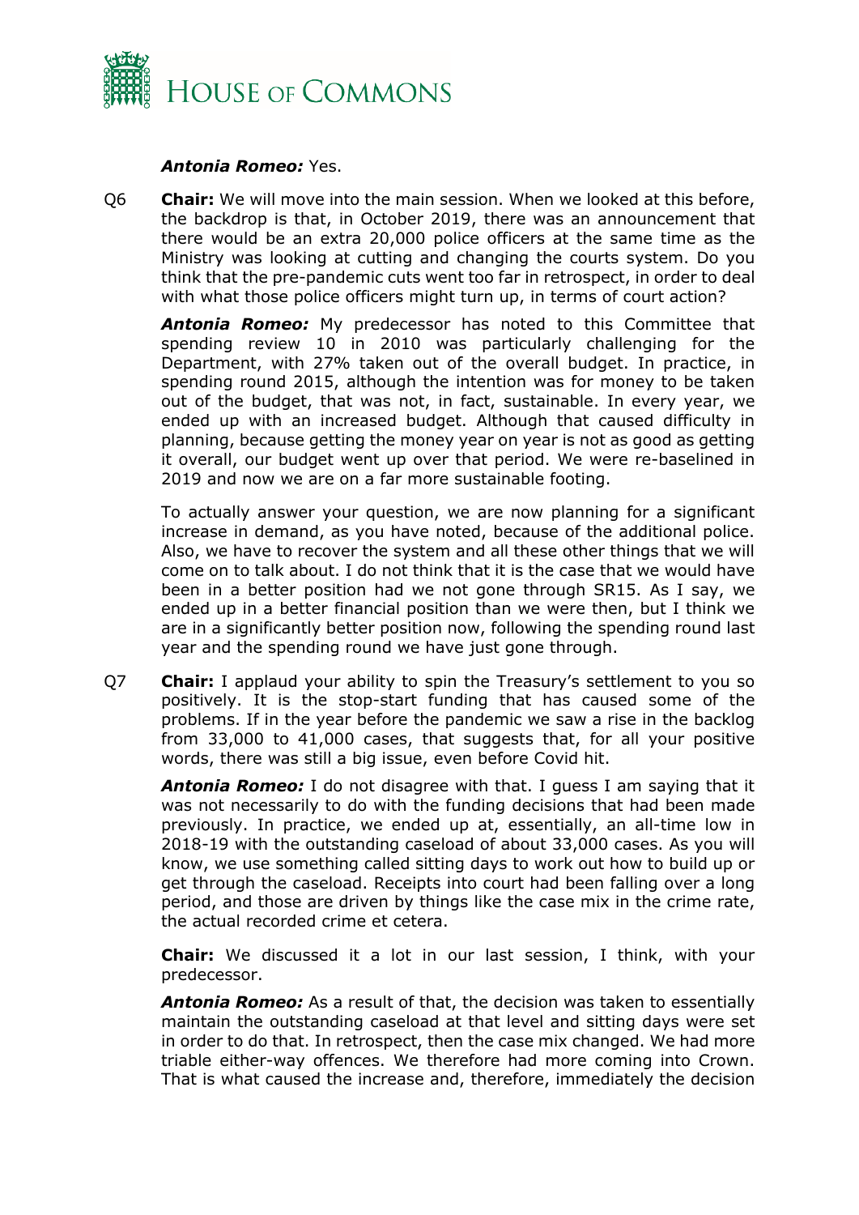***Antonia Romeo:*** Yes.

Q6 **Chair:** We will move into the main session. When we looked at this before, the backdrop is that, in October 2019, there was an announcement that there would be an extra 20,000 police officers at the same time as the Ministry was looking at cutting and changing the courts system. Do you think that the pre-pandemic cuts went too far in retrospect, in order to deal with what those police officers might turn up, in terms of court action?

***Antonia Romeo:*** My predecessor has noted to this Committee that spending review 10 in 2010 was particularly challenging for the Department, with 27% taken out of the overall budget. In practice, in spending round 2015, although the intention was for money to be taken out of the budget, that was not, in fact, sustainable. In every year, we ended up with an increased budget. Although that caused difficulty in planning, because getting the money year on year is not as good as getting it overall, our budget went up over that period. We were re-baselined in 2019 and now we are on a far more sustainable footing.

To actually answer your question, we are now planning for a significant increase in demand, as you have noted, because of the additional police. Also, we have to recover the system and all these other things that we will come on to talk about. I do not think that it is the case that we would have been in a better position had we not gone through SR15. As I say, we ended up in a better financial position than we were then, but I think we are in a significantly better position now, following the spending round last year and the spending round we have just gone through.

Q7 **Chair:** I applaud your ability to spin the Treasury's settlement to you so positively. It is the stop-start funding that has caused some of the problems. If in the year before the pandemic we saw a rise in the backlog from 33,000 to 41,000 cases, that suggests that, for all your positive words, there was still a big issue, even before Covid hit.

***Antonia Romeo:*** I do not disagree with that. I guess I am saying that it was not necessarily to do with the funding decisions that had been made previously. In practice, we ended up at, essentially, an all-time low in 2018-19 with the outstanding caseload of about 33,000 cases. As you will know, we use something called sitting days to work out how to build up or get through the caseload. Receipts into court had been falling over a long period, and those are driven by things like the case mix in the crime rate, the actual recorded crime et cetera.

**Chair:** We discussed it a lot in our last session, I think, with your predecessor.

***Antonia Romeo:*** As a result of that, the decision was taken to essentially maintain the outstanding caseload at that level and sitting days were set in order to do that. In retrospect, then the case mix changed. We had more triable either-way offences. We therefore had more coming into Crown. That is what caused the increase and, therefore, immediately the decision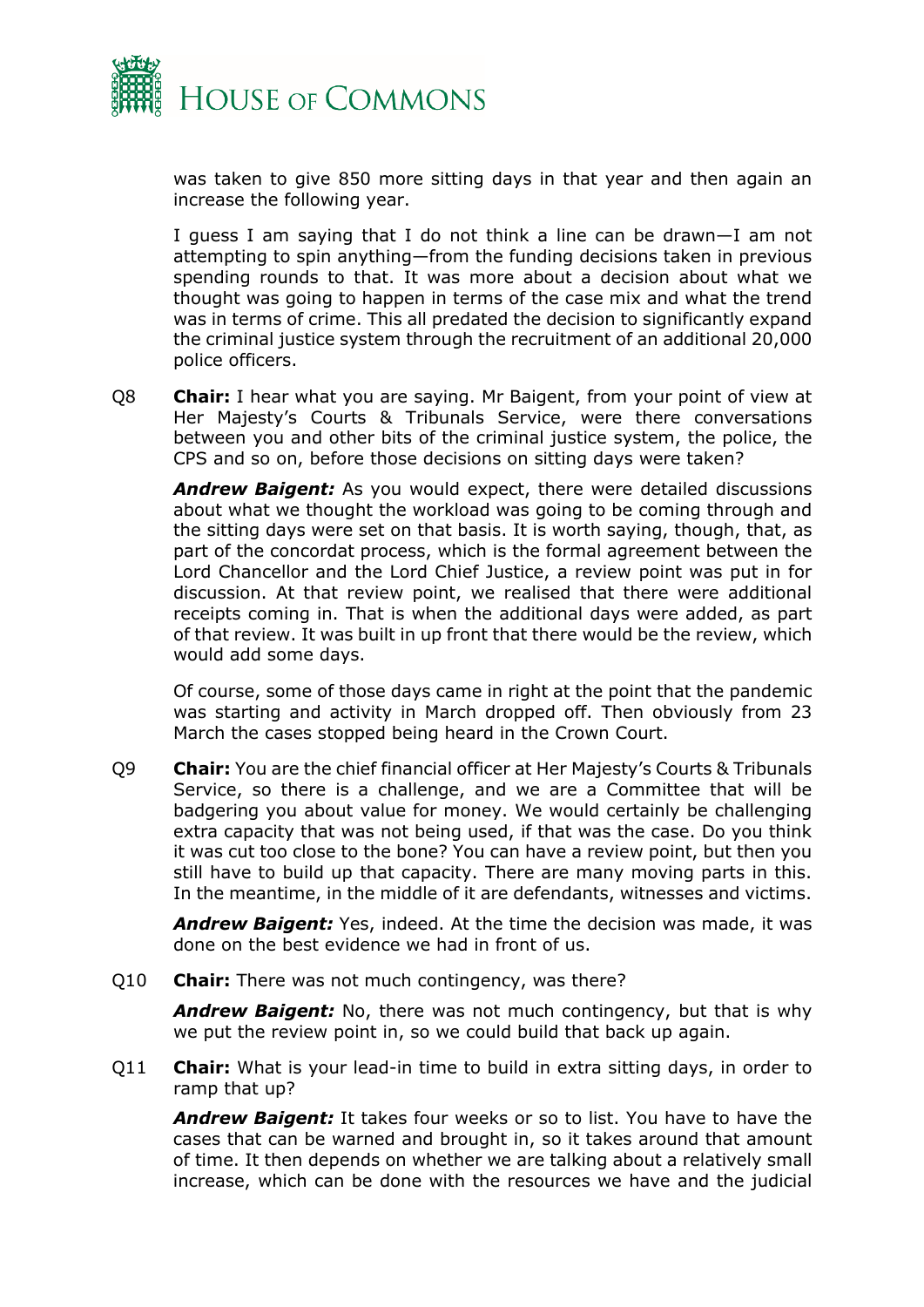was taken to give 850 more sitting days in that year and then again an increase the following year.

I guess I am saying that I do not think a line can be drawn—I am not attempting to spin anything—from the funding decisions taken in previous spending rounds to that. It was more about a decision about what we thought was going to happen in terms of the case mix and what the trend was in terms of crime. This all predated the decision to significantly expand the criminal justice system through the recruitment of an additional 20,000 police officers.

Q8 **Chair:** I hear what you are saying. Mr Baigent, from your point of view at Her Majesty's Courts & Tribunals Service, were there conversations between you and other bits of the criminal justice system, the police, the CPS and so on, before those decisions on sitting days were taken?

***Andrew Baigent:*** As you would expect, there were detailed discussions about what we thought the workload was going to be coming through and the sitting days were set on that basis. It is worth saying, though, that, as part of the concordat process, which is the formal agreement between the Lord Chancellor and the Lord Chief Justice, a review point was put in for discussion. At that review point, we realised that there were additional receipts coming in. That is when the additional days were added, as part of that review. It was built in up front that there would be the review, which would add some days.

Of course, some of those days came in right at the point that the pandemic was starting and activity in March dropped off. Then obviously from 23 March the cases stopped being heard in the Crown Court.

Q9 **Chair:** You are the chief financial officer at Her Majesty's Courts & Tribunals Service, so there is a challenge, and we are a Committee that will be badgering you about value for money. We would certainly be challenging extra capacity that was not being used, if that was the case. Do you think it was cut too close to the bone? You can have a review point, but then you still have to build up that capacity. There are many moving parts in this. In the meantime, in the middle of it are defendants, witnesses and victims.

***Andrew Baigent:*** Yes, indeed. At the time the decision was made, it was done on the best evidence we had in front of us.

Q10 **Chair:** There was not much contingency, was there?

***Andrew Baigent:*** No, there was not much contingency, but that is why we put the review point in, so we could build that back up again.

Q11 **Chair:** What is your lead-in time to build in extra sitting days, in order to ramp that up?

***Andrew Baigent:*** It takes four weeks or so to list. You have to have the cases that can be warned and brought in, so it takes around that amount of time. It then depends on whether we are talking about a relatively small increase, which can be done with the resources we have and the judicial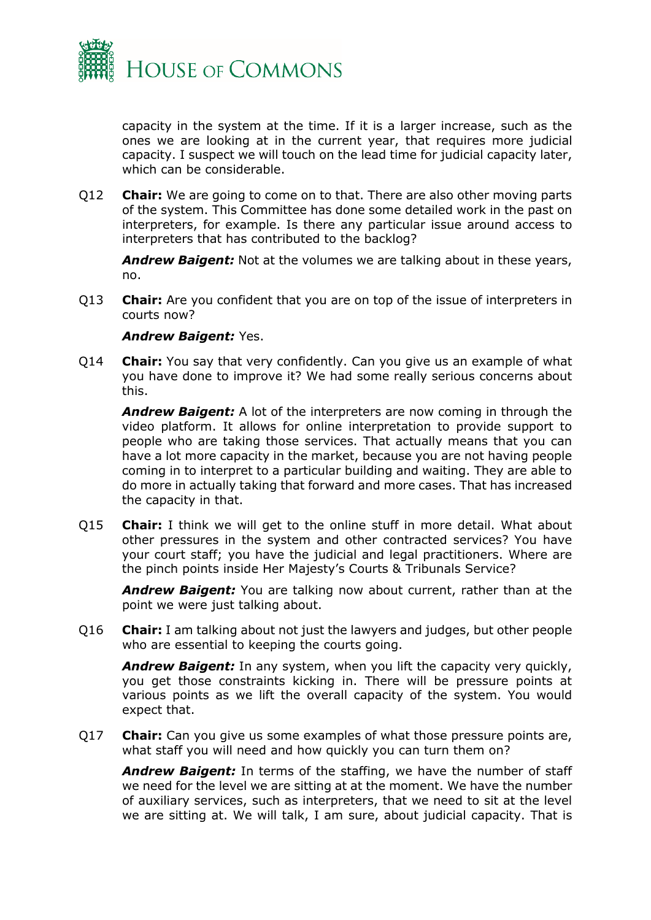capacity in the system at the time. If it is a larger increase, such as the ones we are looking at in the current year, that requires more judicial capacity. I suspect we will touch on the lead time for judicial capacity later, which can be considerable.

Q12 **Chair:** We are going to come on to that. There are also other moving parts of the system. This Committee has done some detailed work in the past on interpreters, for example. Is there any particular issue around access to interpreters that has contributed to the backlog?

***Andrew Baigent:*** Not at the volumes we are talking about in these years, no.

Q13 **Chair:** Are you confident that you are on top of the issue of interpreters in courts now?

***Andrew Baigent:*** Yes.

Q14 **Chair:** You say that very confidently. Can you give us an example of what you have done to improve it? We had some really serious concerns about this.

***Andrew Baigent:*** A lot of the interpreters are now coming in through the video platform. It allows for online interpretation to provide support to people who are taking those services. That actually means that you can have a lot more capacity in the market, because you are not having people coming in to interpret to a particular building and waiting. They are able to do more in actually taking that forward and more cases. That has increased the capacity in that.

Q15 **Chair:** I think we will get to the online stuff in more detail. What about other pressures in the system and other contracted services? You have your court staff; you have the judicial and legal practitioners. Where are the pinch points inside Her Majesty's Courts & Tribunals Service?

***Andrew Baigent:*** You are talking now about current, rather than at the point we were just talking about.

Q16 **Chair:** I am talking about not just the lawyers and judges, but other people who are essential to keeping the courts going.

***Andrew Baigent:*** In any system, when you lift the capacity very quickly, you get those constraints kicking in. There will be pressure points at various points as we lift the overall capacity of the system. You would expect that.

Q17 **Chair:** Can you give us some examples of what those pressure points are, what staff you will need and how quickly you can turn them on?

***Andrew Baigent:*** In terms of the staffing, we have the number of staff we need for the level we are sitting at at the moment. We have the number of auxiliary services, such as interpreters, that we need to sit at the level we are sitting at. We will talk, I am sure, about judicial capacity. That is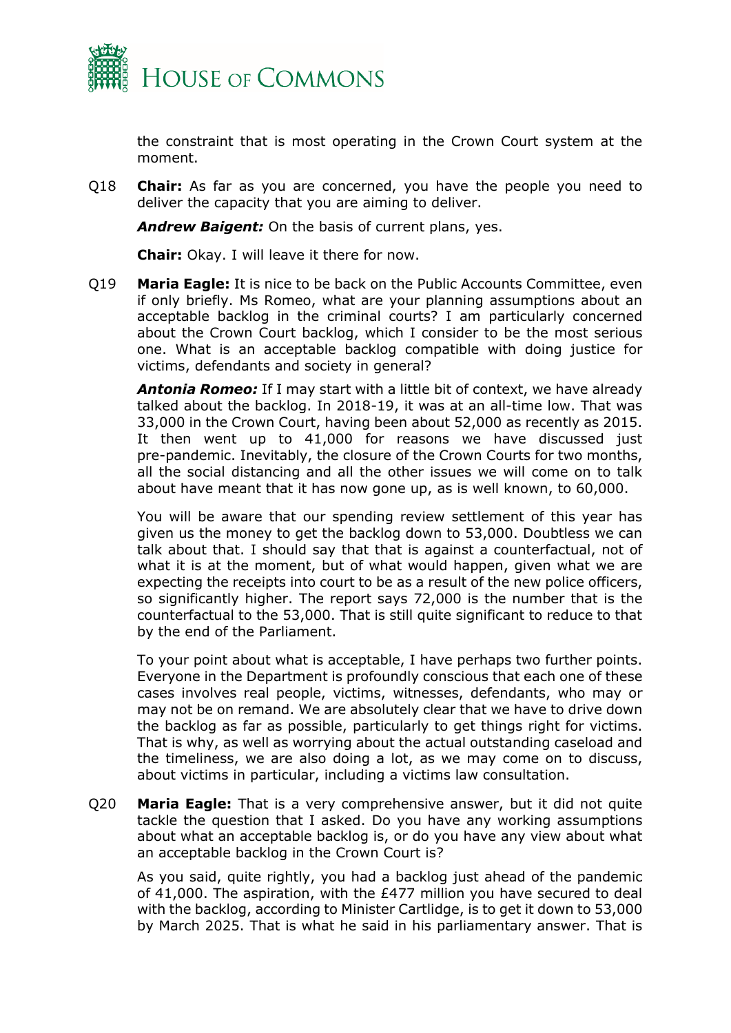the constraint that is most operating in the Crown Court system at the moment.

Q18 **Chair:** As far as you are concerned, you have the people you need to deliver the capacity that you are aiming to deliver.

***Andrew Baigent:*** On the basis of current plans, yes.

**Chair:** Okay. I will leave it there for now.

Q19 **Maria Eagle:** It is nice to be back on the Public Accounts Committee, even if only briefly. Ms Romeo, what are your planning assumptions about an acceptable backlog in the criminal courts? I am particularly concerned about the Crown Court backlog, which I consider to be the most serious one. What is an acceptable backlog compatible with doing justice for victims, defendants and society in general?

***Antonia Romeo:*** If I may start with a little bit of context, we have already talked about the backlog. In 2018-19, it was at an all-time low. That was 33,000 in the Crown Court, having been about 52,000 as recently as 2015. It then went up to 41,000 for reasons we have discussed just pre-pandemic. Inevitably, the closure of the Crown Courts for two months, all the social distancing and all the other issues we will come on to talk about have meant that it has now gone up, as is well known, to 60,000.

You will be aware that our spending review settlement of this year has given us the money to get the backlog down to 53,000. Doubtless we can talk about that. I should say that that is against a counterfactual, not of what it is at the moment, but of what would happen, given what we are expecting the receipts into court to be as a result of the new police officers, so significantly higher. The report says 72,000 is the number that is the counterfactual to the 53,000. That is still quite significant to reduce to that by the end of the Parliament.

To your point about what is acceptable, I have perhaps two further points. Everyone in the Department is profoundly conscious that each one of these cases involves real people, victims, witnesses, defendants, who may or may not be on remand. We are absolutely clear that we have to drive down the backlog as far as possible, particularly to get things right for victims. That is why, as well as worrying about the actual outstanding caseload and the timeliness, we are also doing a lot, as we may come on to discuss, about victims in particular, including a victims law consultation.

Q20 **Maria Eagle:** That is a very comprehensive answer, but it did not quite tackle the question that I asked. Do you have any working assumptions about what an acceptable backlog is, or do you have any view about what an acceptable backlog in the Crown Court is?

As you said, quite rightly, you had a backlog just ahead of the pandemic of 41,000. The aspiration, with the £477 million you have secured to deal with the backlog, according to Minister Cartlidge, is to get it down to 53,000 by March 2025. That is what he said in his parliamentary answer. That is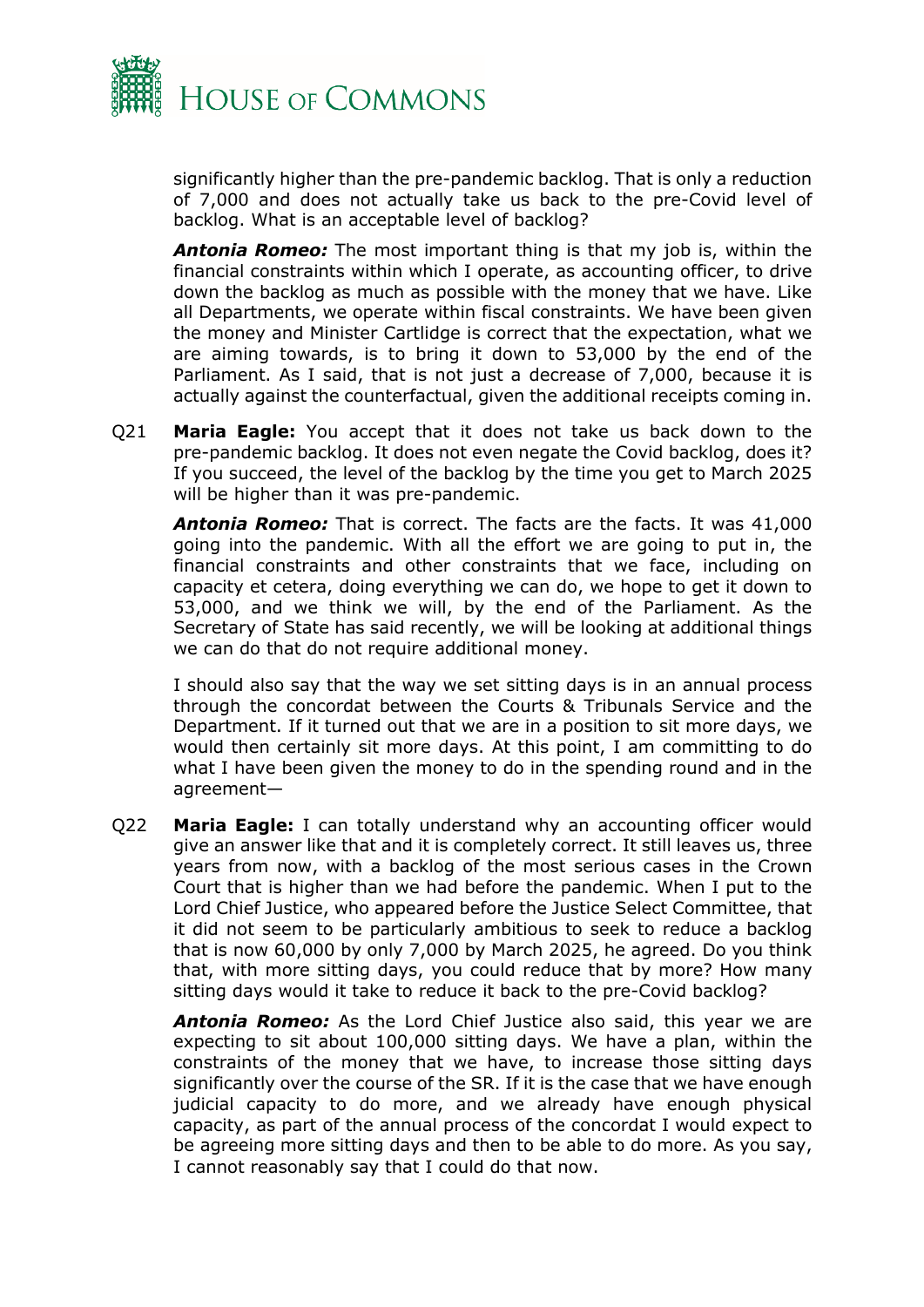significantly higher than the pre-pandemic backlog. That is only a reduction of 7,000 and does not actually take us back to the pre-Covid level of backlog. What is an acceptable level of backlog?

***Antonia Romeo:*** The most important thing is that my job is, within the financial constraints within which I operate, as accounting officer, to drive down the backlog as much as possible with the money that we have. Like all Departments, we operate within fiscal constraints. We have been given the money and Minister Cartlidge is correct that the expectation, what we are aiming towards, is to bring it down to 53,000 by the end of the Parliament. As I said, that is not just a decrease of 7,000, because it is actually against the counterfactual, given the additional receipts coming in.

Q21 **Maria Eagle:** You accept that it does not take us back down to the pre-pandemic backlog. It does not even negate the Covid backlog, does it? If you succeed, the level of the backlog by the time you get to March 2025 will be higher than it was pre-pandemic.

***Antonia Romeo:*** That is correct. The facts are the facts. It was 41,000 going into the pandemic. With all the effort we are going to put in, the financial constraints and other constraints that we face, including on capacity et cetera, doing everything we can do, we hope to get it down to 53,000, and we think we will, by the end of the Parliament. As the Secretary of State has said recently, we will be looking at additional things we can do that do not require additional money.

I should also say that the way we set sitting days is in an annual process through the concordat between the Courts & Tribunals Service and the Department. If it turned out that we are in a position to sit more days, we would then certainly sit more days. At this point, I am committing to do what I have been given the money to do in the spending round and in the agreement—

Q22 **Maria Eagle:** I can totally understand why an accounting officer would give an answer like that and it is completely correct. It still leaves us, three years from now, with a backlog of the most serious cases in the Crown Court that is higher than we had before the pandemic. When I put to the Lord Chief Justice, who appeared before the Justice Select Committee, that it did not seem to be particularly ambitious to seek to reduce a backlog that is now 60,000 by only 7,000 by March 2025, he agreed. Do you think that, with more sitting days, you could reduce that by more? How many sitting days would it take to reduce it back to the pre-Covid backlog?

***Antonia Romeo:*** As the Lord Chief Justice also said, this year we are expecting to sit about 100,000 sitting days. We have a plan, within the constraints of the money that we have, to increase those sitting days significantly over the course of the SR. If it is the case that we have enough judicial capacity to do more, and we already have enough physical capacity, as part of the annual process of the concordat I would expect to be agreeing more sitting days and then to be able to do more. As you say, I cannot reasonably say that I could do that now.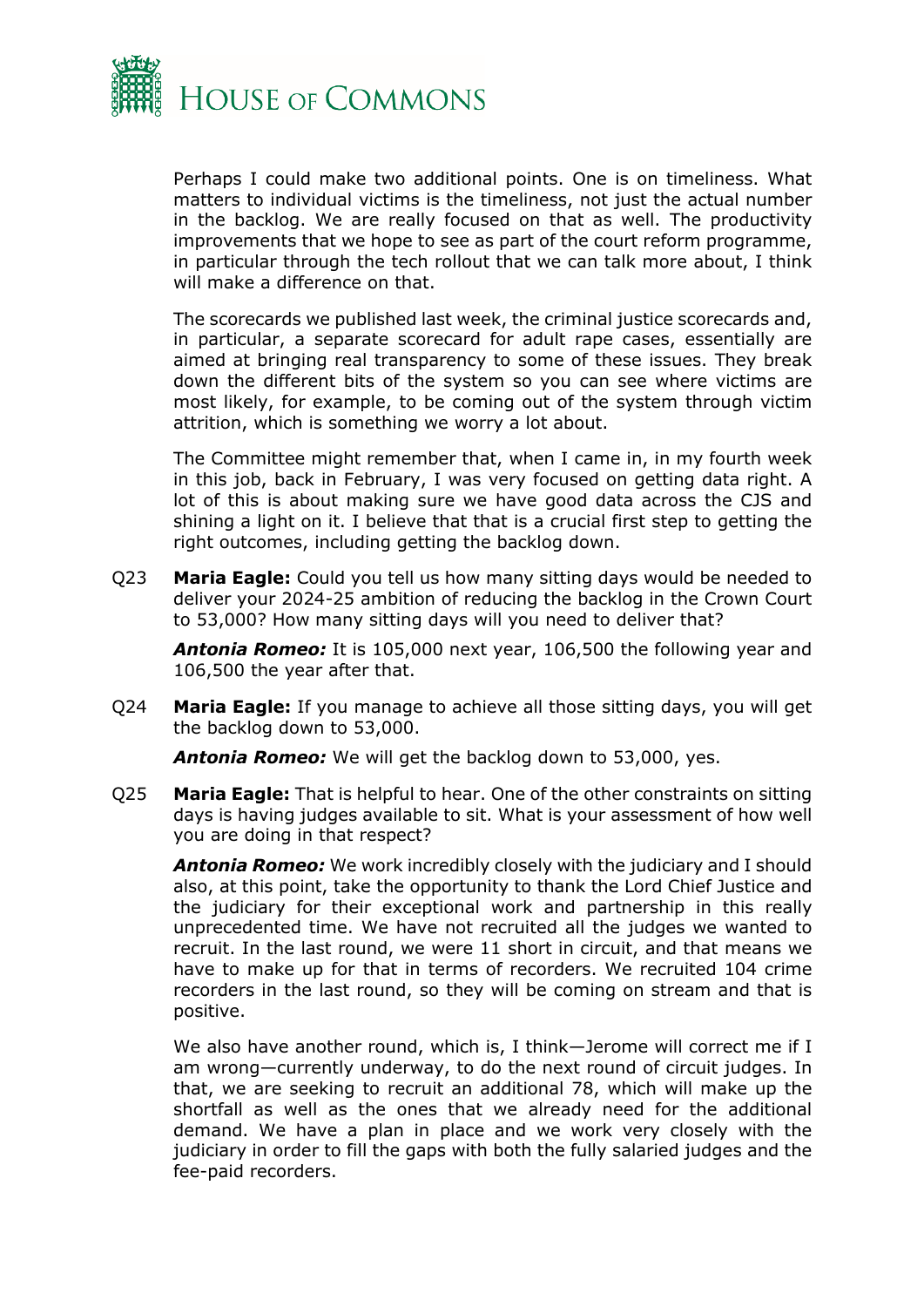Perhaps I could make two additional points. One is on timeliness. What matters to individual victims is the timeliness, not just the actual number in the backlog. We are really focused on that as well. The productivity improvements that we hope to see as part of the court reform programme, in particular through the tech rollout that we can talk more about, I think will make a difference on that.

The scorecards we published last week, the criminal justice scorecards and, in particular, a separate scorecard for adult rape cases, essentially are aimed at bringing real transparency to some of these issues. They break down the different bits of the system so you can see where victims are most likely, for example, to be coming out of the system through victim attrition, which is something we worry a lot about.

The Committee might remember that, when I came in, in my fourth week in this job, back in February, I was very focused on getting data right. A lot of this is about making sure we have good data across the CJS and shining a light on it. I believe that that is a crucial first step to getting the right outcomes, including getting the backlog down.

Q23 **Maria Eagle:** Could you tell us how many sitting days would be needed to deliver your 2024-25 ambition of reducing the backlog in the Crown Court to 53,000? How many sitting days will you need to deliver that?

***Antonia Romeo:*** It is 105,000 next year, 106,500 the following year and 106,500 the year after that.

Q24 **Maria Eagle:** If you manage to achieve all those sitting days, you will get the backlog down to 53,000.

***Antonia Romeo:*** We will get the backlog down to 53,000, yes.

Q25 **Maria Eagle:** That is helpful to hear. One of the other constraints on sitting days is having judges available to sit. What is your assessment of how well you are doing in that respect?

***Antonia Romeo:*** We work incredibly closely with the judiciary and I should also, at this point, take the opportunity to thank the Lord Chief Justice and the judiciary for their exceptional work and partnership in this really unprecedented time. We have not recruited all the judges we wanted to recruit. In the last round, we were 11 short in circuit, and that means we have to make up for that in terms of recorders. We recruited 104 crime recorders in the last round, so they will be coming on stream and that is positive.

We also have another round, which is, I think—Jerome will correct me if I am wrong—currently underway, to do the next round of circuit judges. In that, we are seeking to recruit an additional 78, which will make up the shortfall as well as the ones that we already need for the additional demand. We have a plan in place and we work very closely with the judiciary in order to fill the gaps with both the fully salaried judges and the fee-paid recorders.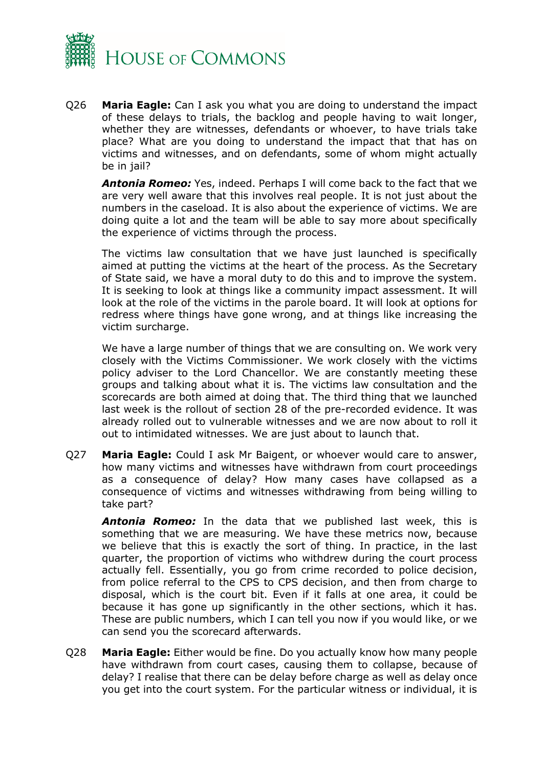Q26 **Maria Eagle:** Can I ask you what you are doing to understand the impact of these delays to trials, the backlog and people having to wait longer, whether they are witnesses, defendants or whoever, to have trials take place? What are you doing to understand the impact that that has on victims and witnesses, and on defendants, some of whom might actually be in jail?

***Antonia Romeo:*** Yes, indeed. Perhaps I will come back to the fact that we are very well aware that this involves real people. It is not just about the numbers in the caseload. It is also about the experience of victims. We are doing quite a lot and the team will be able to say more about specifically the experience of victims through the process.

The victims law consultation that we have just launched is specifically aimed at putting the victims at the heart of the process. As the Secretary of State said, we have a moral duty to do this and to improve the system. It is seeking to look at things like a community impact assessment. It will look at the role of the victims in the parole board. It will look at options for redress where things have gone wrong, and at things like increasing the victim surcharge.

We have a large number of things that we are consulting on. We work very closely with the Victims Commissioner. We work closely with the victims policy adviser to the Lord Chancellor. We are constantly meeting these groups and talking about what it is. The victims law consultation and the scorecards are both aimed at doing that. The third thing that we launched last week is the rollout of section 28 of the pre-recorded evidence. It was already rolled out to vulnerable witnesses and we are now about to roll it out to intimidated witnesses. We are just about to launch that.

Q27 **Maria Eagle:** Could I ask Mr Baigent, or whoever would care to answer, how many victims and witnesses have withdrawn from court proceedings as a consequence of delay? How many cases have collapsed as a consequence of victims and witnesses withdrawing from being willing to take part?

***Antonia Romeo:*** In the data that we published last week, this is something that we are measuring. We have these metrics now, because we believe that this is exactly the sort of thing. In practice, in the last quarter, the proportion of victims who withdrew during the court process actually fell. Essentially, you go from crime recorded to police decision, from police referral to the CPS to CPS decision, and then from charge to disposal, which is the court bit. Even if it falls at one area, it could be because it has gone up significantly in the other sections, which it has. These are public numbers, which I can tell you now if you would like, or we can send you the scorecard afterwards.

Q28 **Maria Eagle:** Either would be fine. Do you actually know how many people have withdrawn from court cases, causing them to collapse, because of delay? I realise that there can be delay before charge as well as delay once you get into the court system. For the particular witness or individual, it is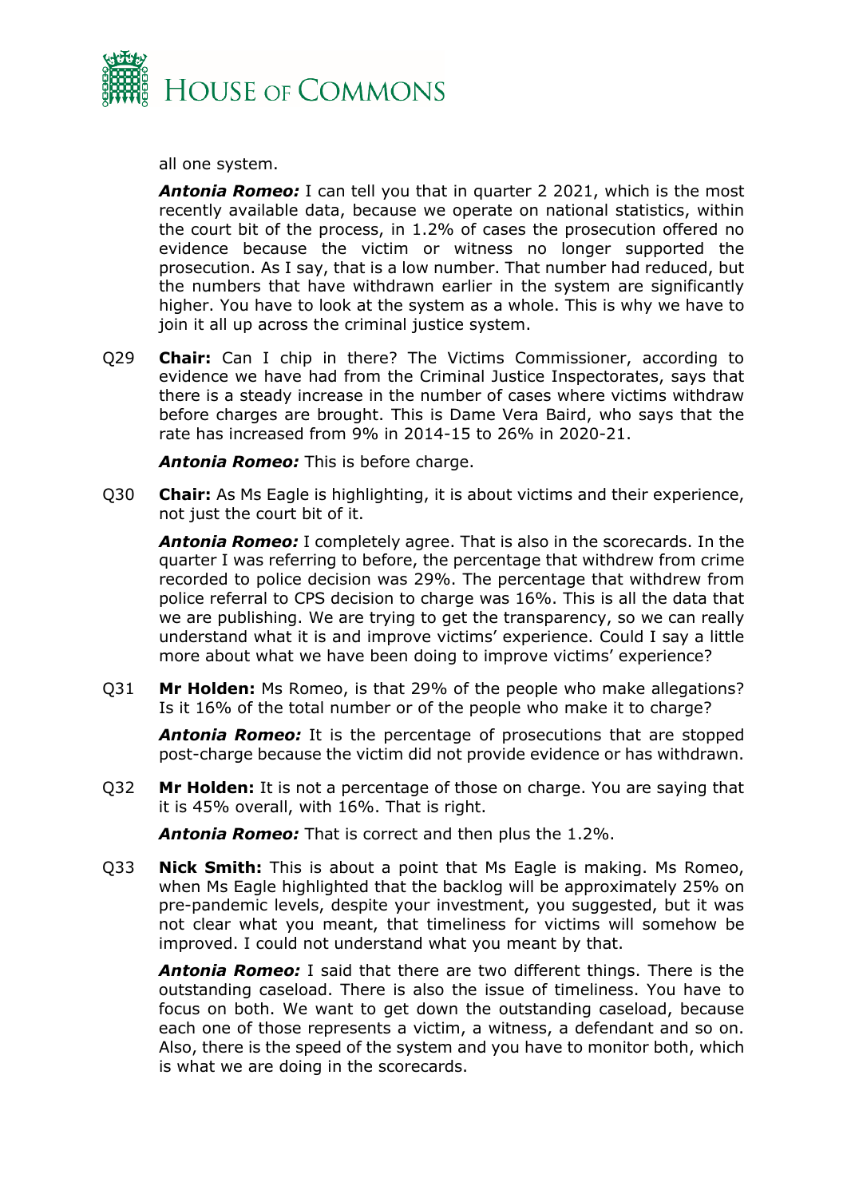all one system.

***Antonia Romeo:*** I can tell you that in quarter 2 2021, which is the most recently available data, because we operate on national statistics, within the court bit of the process, in 1.2% of cases the prosecution offered no evidence because the victim or witness no longer supported the prosecution. As I say, that is a low number. That number had reduced, but the numbers that have withdrawn earlier in the system are significantly higher. You have to look at the system as a whole. This is why we have to join it all up across the criminal justice system.

Q29 **Chair:** Can I chip in there? The Victims Commissioner, according to evidence we have had from the Criminal Justice Inspectorates, says that there is a steady increase in the number of cases where victims withdraw before charges are brought. This is Dame Vera Baird, who says that the rate has increased from 9% in 2014-15 to 26% in 2020-21.

***Antonia Romeo:*** This is before charge.

Q30 **Chair:** As Ms Eagle is highlighting, it is about victims and their experience, not just the court bit of it.

***Antonia Romeo:*** I completely agree. That is also in the scorecards. In the quarter I was referring to before, the percentage that withdrew from crime recorded to police decision was 29%. The percentage that withdrew from police referral to CPS decision to charge was 16%. This is all the data that we are publishing. We are trying to get the transparency, so we can really understand what it is and improve victims' experience. Could I say a little more about what we have been doing to improve victims' experience?

Q31 **Mr Holden:** Ms Romeo, is that 29% of the people who make allegations? Is it 16% of the total number or of the people who make it to charge?

***Antonia Romeo:*** It is the percentage of prosecutions that are stopped post-charge because the victim did not provide evidence or has withdrawn.

Q32 **Mr Holden:** It is not a percentage of those on charge. You are saying that it is 45% overall, with 16%. That is right.

***Antonia Romeo:*** That is correct and then plus the 1.2%.

Q33 **Nick Smith:** This is about a point that Ms Eagle is making. Ms Romeo, when Ms Eagle highlighted that the backlog will be approximately 25% on pre-pandemic levels, despite your investment, you suggested, but it was not clear what you meant, that timeliness for victims will somehow be improved. I could not understand what you meant by that.

***Antonia Romeo:*** I said that there are two different things. There is the outstanding caseload. There is also the issue of timeliness. You have to focus on both. We want to get down the outstanding caseload, because each one of those represents a victim, a witness, a defendant and so on. Also, there is the speed of the system and you have to monitor both, which is what we are doing in the scorecards.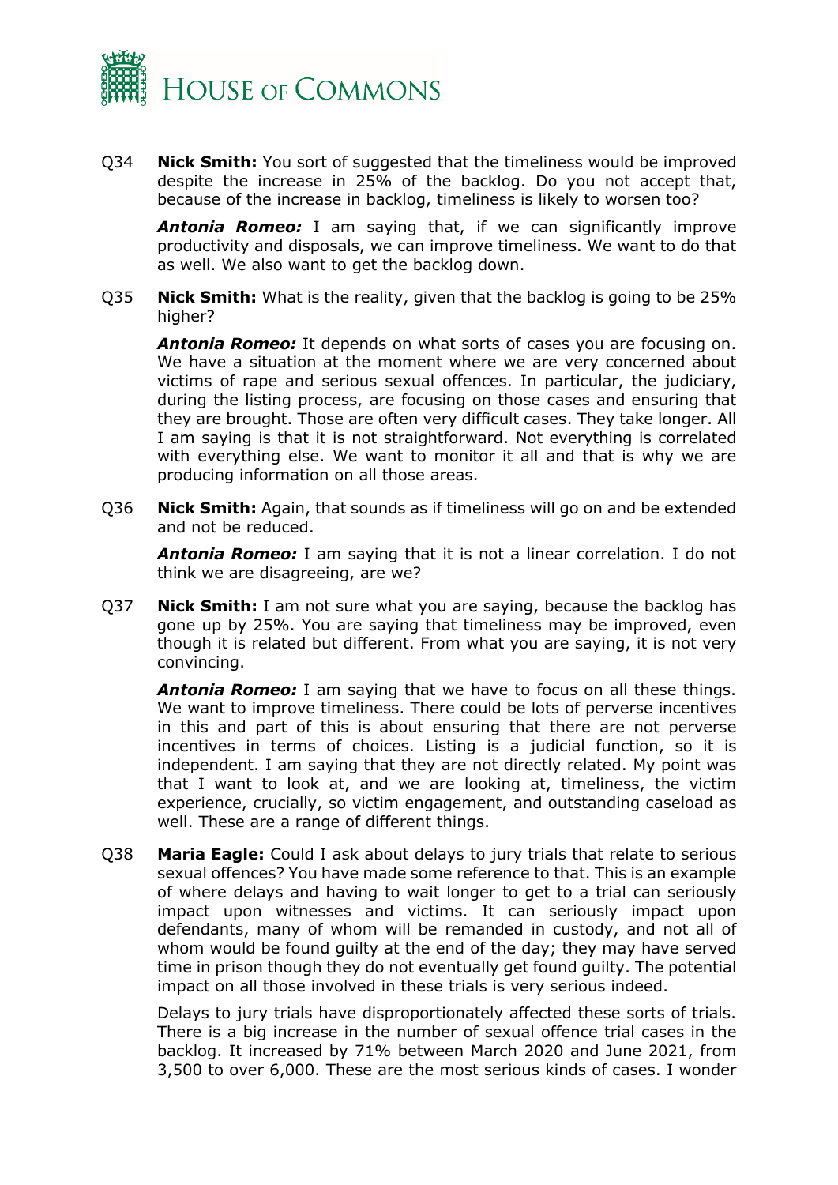Q34 **Nick Smith:** You sort of suggested that the timeliness would be improved despite the increase in 25% of the backlog. Do you not accept that, because of the increase in backlog, timeliness is likely to worsen too?

***Antonia Romeo:*** I am saying that, if we can significantly improve productivity and disposals, we can improve timeliness. We want to do that as well. We also want to get the backlog down.

Q35 **Nick Smith:** What is the reality, given that the backlog is going to be 25% higher?

***Antonia Romeo:*** It depends on what sorts of cases you are focusing on. We have a situation at the moment where we are very concerned about victims of rape and serious sexual offences. In particular, the judiciary, during the listing process, are focusing on those cases and ensuring that they are brought. Those are often very difficult cases. They take longer. All I am saying is that it is not straightforward. Not everything is correlated with everything else. We want to monitor it all and that is why we are producing information on all those areas.

Q36 **Nick Smith:** Again, that sounds as if timeliness will go on and be extended and not be reduced.

***Antonia Romeo:*** I am saying that it is not a linear correlation. I do not think we are disagreeing, are we?

Q37 **Nick Smith:** I am not sure what you are saying, because the backlog has gone up by 25%. You are saying that timeliness may be improved, even though it is related but different. From what you are saying, it is not very convincing.

***Antonia Romeo:*** I am saying that we have to focus on all these things. We want to improve timeliness. There could be lots of perverse incentives in this and part of this is about ensuring that there are not perverse incentives in terms of choices. Listing is a judicial function, so it is independent. I am saying that they are not directly related. My point was that I want to look at, and we are looking at, timeliness, the victim experience, crucially, so victim engagement, and outstanding caseload as well. These are a range of different things.

Q38 **Maria Eagle:** Could I ask about delays to jury trials that relate to serious sexual offences? You have made some reference to that. This is an example of where delays and having to wait longer to get to a trial can seriously impact upon witnesses and victims. It can seriously impact upon defendants, many of whom will be remanded in custody, and not all of whom would be found guilty at the end of the day; they may have served time in prison though they do not eventually get found guilty. The potential impact on all those involved in these trials is very serious indeed.

Delays to jury trials have disproportionately affected these sorts of trials. There is a big increase in the number of sexual offence trial cases in the backlog. It increased by 71% between March 2020 and June 2021, from 3,500 to over 6,000. These are the most serious kinds of cases. I wonder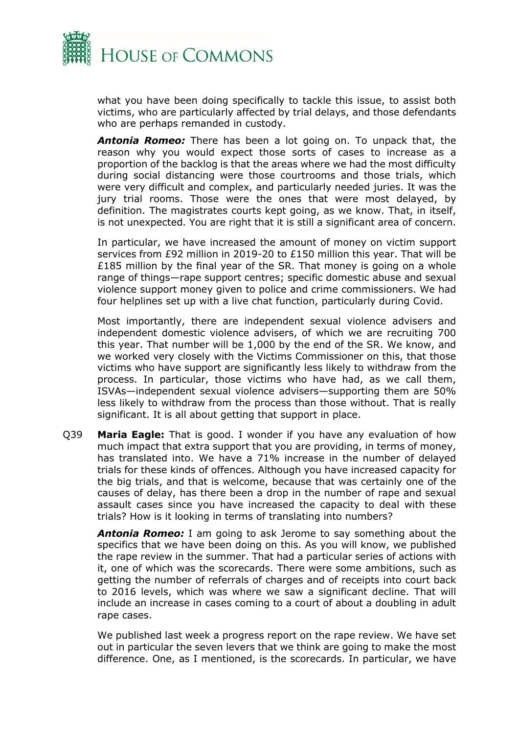what you have been doing specifically to tackle this issue, to assist both victims, who are particularly affected by trial delays, and those defendants who are perhaps remanded in custody.

***Antonia Romeo:*** There has been a lot going on. To unpack that, the reason why you would expect those sorts of cases to increase as a proportion of the backlog is that the areas where we had the most difficulty during social distancing were those courtrooms and those trials, which were very difficult and complex, and particularly needed juries. It was the jury trial rooms. Those were the ones that were most delayed, by definition. The magistrates courts kept going, as we know. That, in itself, is not unexpected. You are right that it is still a significant area of concern.

In particular, we have increased the amount of money on victim support services from £92 million in 2019-20 to £150 million this year. That will be £185 million by the final year of the SR. That money is going on a whole range of things—rape support centres; specific domestic abuse and sexual violence support money given to police and crime commissioners. We had four helplines set up with a live chat function, particularly during Covid.

Most importantly, there are independent sexual violence advisers and independent domestic violence advisers, of which we are recruiting 700 this year. That number will be 1,000 by the end of the SR. We know, and we worked very closely with the Victims Commissioner on this, that those victims who have support are significantly less likely to withdraw from the process. In particular, those victims who have had, as we call them, ISVAs—independent sexual violence advisers—supporting them are 50% less likely to withdraw from the process than those without. That is really significant. It is all about getting that support in place.

Q39 **Maria Eagle:** That is good. I wonder if you have any evaluation of how much impact that extra support that you are providing, in terms of money, has translated into. We have a 71% increase in the number of delayed trials for these kinds of offences. Although you have increased capacity for the big trials, and that is welcome, because that was certainly one of the causes of delay, has there been a drop in the number of rape and sexual assault cases since you have increased the capacity to deal with these trials? How is it looking in terms of translating into numbers?

***Antonia Romeo:*** I am going to ask Jerome to say something about the specifics that we have been doing on this. As you will know, we published the rape review in the summer. That had a particular series of actions with it, one of which was the scorecards. There were some ambitions, such as getting the number of referrals of charges and of receipts into court back to 2016 levels, which was where we saw a significant decline. That will include an increase in cases coming to a court of about a doubling in adult rape cases.

We published last week a progress report on the rape review. We have set out in particular the seven levers that we think are going to make the most difference. One, as I mentioned, is the scorecards. In particular, we have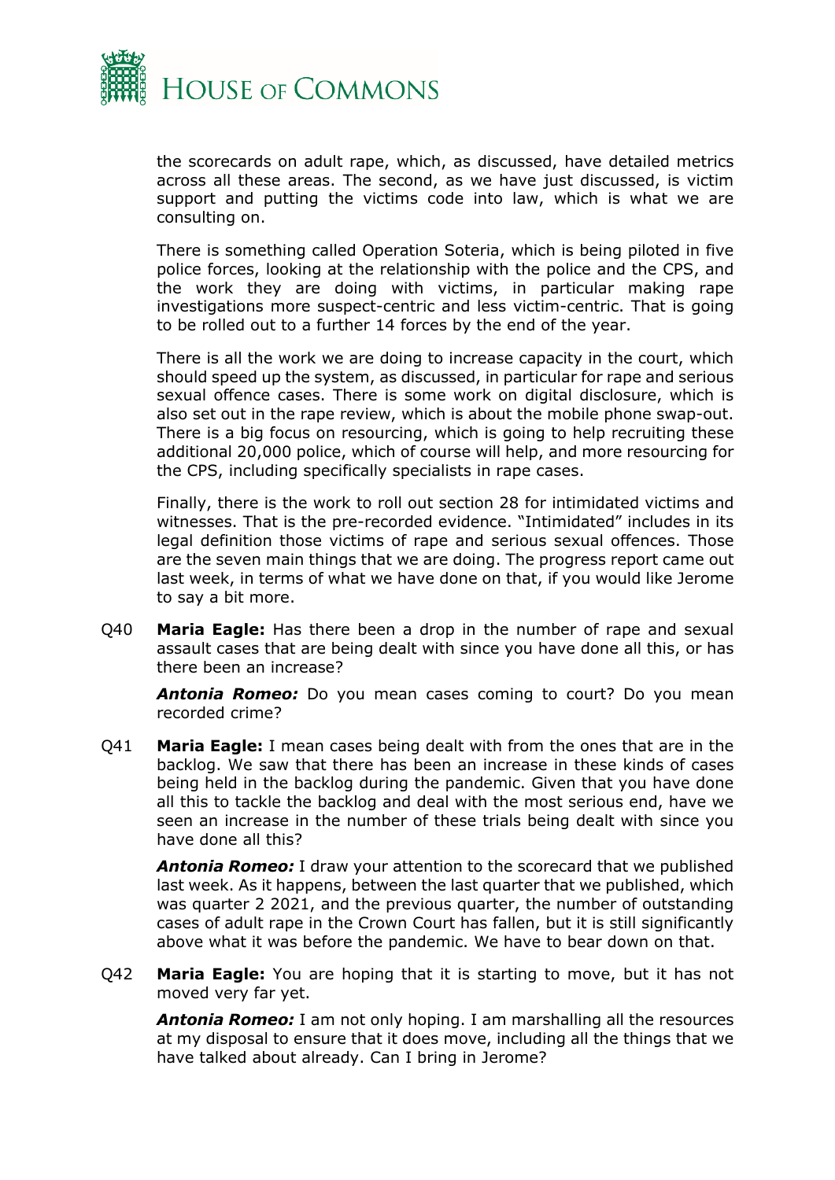the scorecards on adult rape, which, as discussed, have detailed metrics across all these areas. The second, as we have just discussed, is victim support and putting the victims code into law, which is what we are consulting on.

There is something called Operation Soteria, which is being piloted in five police forces, looking at the relationship with the police and the CPS, and the work they are doing with victims, in particular making rape investigations more suspect-centric and less victim-centric. That is going to be rolled out to a further 14 forces by the end of the year.

There is all the work we are doing to increase capacity in the court, which should speed up the system, as discussed, in particular for rape and serious sexual offence cases. There is some work on digital disclosure, which is also set out in the rape review, which is about the mobile phone swap-out. There is a big focus on resourcing, which is going to help recruiting these additional 20,000 police, which of course will help, and more resourcing for the CPS, including specifically specialists in rape cases.

Finally, there is the work to roll out section 28 for intimidated victims and witnesses. That is the pre-recorded evidence. "Intimidated" includes in its legal definition those victims of rape and serious sexual offences. Those are the seven main things that we are doing. The progress report came out last week, in terms of what we have done on that, if you would like Jerome to say a bit more.

Q40 **Maria Eagle:** Has there been a drop in the number of rape and sexual assault cases that are being dealt with since you have done all this, or has there been an increase?

***Antonia Romeo:*** Do you mean cases coming to court? Do you mean recorded crime?

Q41 **Maria Eagle:** I mean cases being dealt with from the ones that are in the backlog. We saw that there has been an increase in these kinds of cases being held in the backlog during the pandemic. Given that you have done all this to tackle the backlog and deal with the most serious end, have we seen an increase in the number of these trials being dealt with since you have done all this?

***Antonia Romeo:*** I draw your attention to the scorecard that we published last week. As it happens, between the last quarter that we published, which was quarter 2 2021, and the previous quarter, the number of outstanding cases of adult rape in the Crown Court has fallen, but it is still significantly above what it was before the pandemic. We have to bear down on that.

Q42 **Maria Eagle:** You are hoping that it is starting to move, but it has not moved very far yet.

***Antonia Romeo:*** I am not only hoping. I am marshalling all the resources at my disposal to ensure that it does move, including all the things that we have talked about already. Can I bring in Jerome?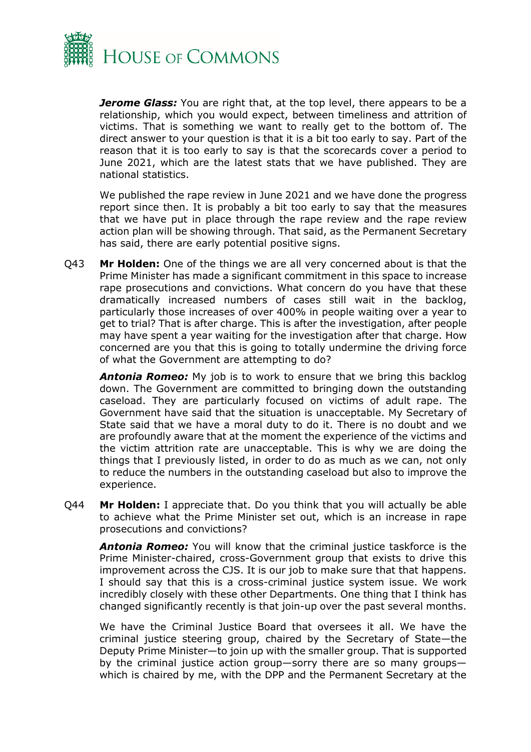***Jerome Glass:*** You are right that, at the top level, there appears to be a relationship, which you would expect, between timeliness and attrition of victims. That is something we want to really get to the bottom of. The direct answer to your question is that it is a bit too early to say. Part of the reason that it is too early to say is that the scorecards cover a period to June 2021, which are the latest stats that we have published. They are national statistics.

We published the rape review in June 2021 and we have done the progress report since then. It is probably a bit too early to say that the measures that we have put in place through the rape review and the rape review action plan will be showing through. That said, as the Permanent Secretary has said, there are early potential positive signs.

Q43 **Mr Holden:** One of the things we are all very concerned about is that the Prime Minister has made a significant commitment in this space to increase rape prosecutions and convictions. What concern do you have that these dramatically increased numbers of cases still wait in the backlog, particularly those increases of over 400% in people waiting over a year to get to trial? That is after charge. This is after the investigation, after people may have spent a year waiting for the investigation after that charge. How concerned are you that this is going to totally undermine the driving force of what the Government are attempting to do?

***Antonia Romeo:*** My job is to work to ensure that we bring this backlog down. The Government are committed to bringing down the outstanding caseload. They are particularly focused on victims of adult rape. The Government have said that the situation is unacceptable. My Secretary of State said that we have a moral duty to do it. There is no doubt and we are profoundly aware that at the moment the experience of the victims and the victim attrition rate are unacceptable. This is why we are doing the things that I previously listed, in order to do as much as we can, not only to reduce the numbers in the outstanding caseload but also to improve the experience.

Q44 **Mr Holden:** I appreciate that. Do you think that you will actually be able to achieve what the Prime Minister set out, which is an increase in rape prosecutions and convictions?

***Antonia Romeo:*** You will know that the criminal justice taskforce is the Prime Minister-chaired, cross-Government group that exists to drive this improvement across the CJS. It is our job to make sure that that happens. I should say that this is a cross-criminal justice system issue. We work incredibly closely with these other Departments. One thing that I think has changed significantly recently is that join-up over the past several months.

We have the Criminal Justice Board that oversees it all. We have the criminal justice steering group, chaired by the Secretary of State—the Deputy Prime Minister—to join up with the smaller group. That is supported by the criminal justice action group—sorry there are so many groups—which is chaired by me, with the DPP and the Permanent Secretary at the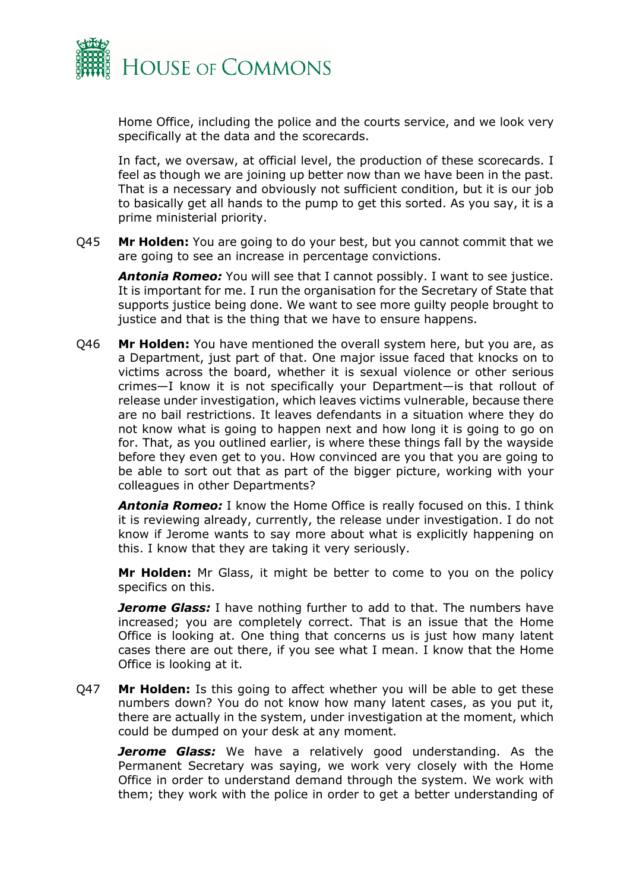Home Office, including the police and the courts service, and we look very specifically at the data and the scorecards.

In fact, we oversaw, at official level, the production of these scorecards. I feel as though we are joining up better now than we have been in the past. That is a necessary and obviously not sufficient condition, but it is our job to basically get all hands to the pump to get this sorted. As you say, it is a prime ministerial priority.

Q45 **Mr Holden:** You are going to do your best, but you cannot commit that we are going to see an increase in percentage convictions.

***Antonia Romeo:*** You will see that I cannot possibly. I want to see justice. It is important for me. I run the organisation for the Secretary of State that supports justice being done. We want to see more guilty people brought to justice and that is the thing that we have to ensure happens.

Q46 **Mr Holden:** You have mentioned the overall system here, but you are, as a Department, just part of that. One major issue faced that knocks on to victims across the board, whether it is sexual violence or other serious crimes—I know it is not specifically your Department—is that rollout of release under investigation, which leaves victims vulnerable, because there are no bail restrictions. It leaves defendants in a situation where they do not know what is going to happen next and how long it is going to go on for. That, as you outlined earlier, is where these things fall by the wayside before they even get to you. How convinced are you that you are going to be able to sort out that as part of the bigger picture, working with your colleagues in other Departments?

***Antonia Romeo:*** I know the Home Office is really focused on this. I think it is reviewing already, currently, the release under investigation. I do not know if Jerome wants to say more about what is explicitly happening on this. I know that they are taking it very seriously.

**Mr Holden:** Mr Glass, it might be better to come to you on the policy specifics on this.

***Jerome Glass:*** I have nothing further to add to that. The numbers have increased; you are completely correct. That is an issue that the Home Office is looking at. One thing that concerns us is just how many latent cases there are out there, if you see what I mean. I know that the Home Office is looking at it.

Q47 **Mr Holden:** Is this going to affect whether you will be able to get these numbers down? You do not know how many latent cases, as you put it, there are actually in the system, under investigation at the moment, which could be dumped on your desk at any moment.

***Jerome Glass:*** We have a relatively good understanding. As the Permanent Secretary was saying, we work very closely with the Home Office in order to understand demand through the system. We work with them; they work with the police in order to get a better understanding of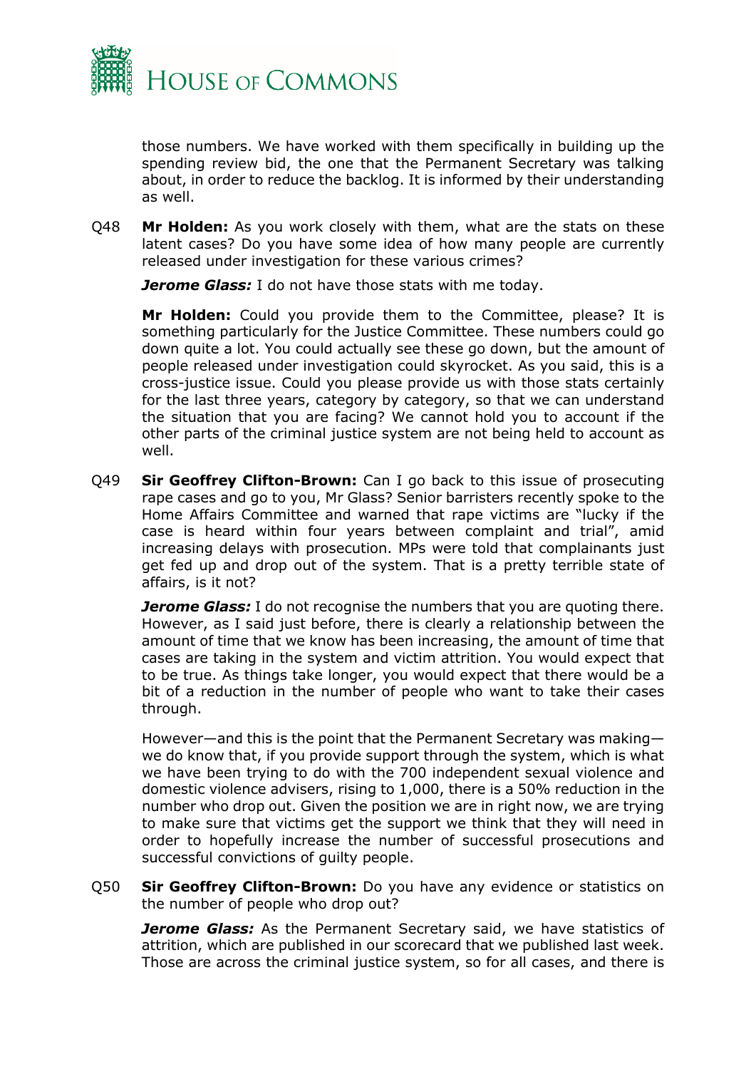those numbers. We have worked with them specifically in building up the spending review bid, the one that the Permanent Secretary was talking about, in order to reduce the backlog. It is informed by their understanding as well.

Q48 **Mr Holden:** As you work closely with them, what are the stats on these latent cases? Do you have some idea of how many people are currently released under investigation for these various crimes?

***Jerome Glass:*** I do not have those stats with me today.

**Mr Holden:** Could you provide them to the Committee, please? It is something particularly for the Justice Committee. These numbers could go down quite a lot. You could actually see these go down, but the amount of people released under investigation could skyrocket. As you said, this is a cross-justice issue. Could you please provide us with those stats certainly for the last three years, category by category, so that we can understand the situation that you are facing? We cannot hold you to account if the other parts of the criminal justice system are not being held to account as well.

Q49 **Sir Geoffrey Clifton-Brown:** Can I go back to this issue of prosecuting rape cases and go to you, Mr Glass? Senior barristers recently spoke to the Home Affairs Committee and warned that rape victims are "lucky if the case is heard within four years between complaint and trial", amid increasing delays with prosecution. MPs were told that complainants just get fed up and drop out of the system. That is a pretty terrible state of affairs, is it not?

***Jerome Glass:*** I do not recognise the numbers that you are quoting there. However, as I said just before, there is clearly a relationship between the amount of time that we know has been increasing, the amount of time that cases are taking in the system and victim attrition. You would expect that to be true. As things take longer, you would expect that there would be a bit of a reduction in the number of people who want to take their cases through.

However—and this is the point that the Permanent Secretary was making—we do know that, if you provide support through the system, which is what we have been trying to do with the 700 independent sexual violence and domestic violence advisers, rising to 1,000, there is a 50% reduction in the number who drop out. Given the position we are in right now, we are trying to make sure that victims get the support we think that they will need in order to hopefully increase the number of successful prosecutions and successful convictions of guilty people.

Q50 **Sir Geoffrey Clifton-Brown:** Do you have any evidence or statistics on the number of people who drop out?

***Jerome Glass:*** As the Permanent Secretary said, we have statistics of attrition, which are published in our scorecard that we published last week. Those are across the criminal justice system, so for all cases, and there is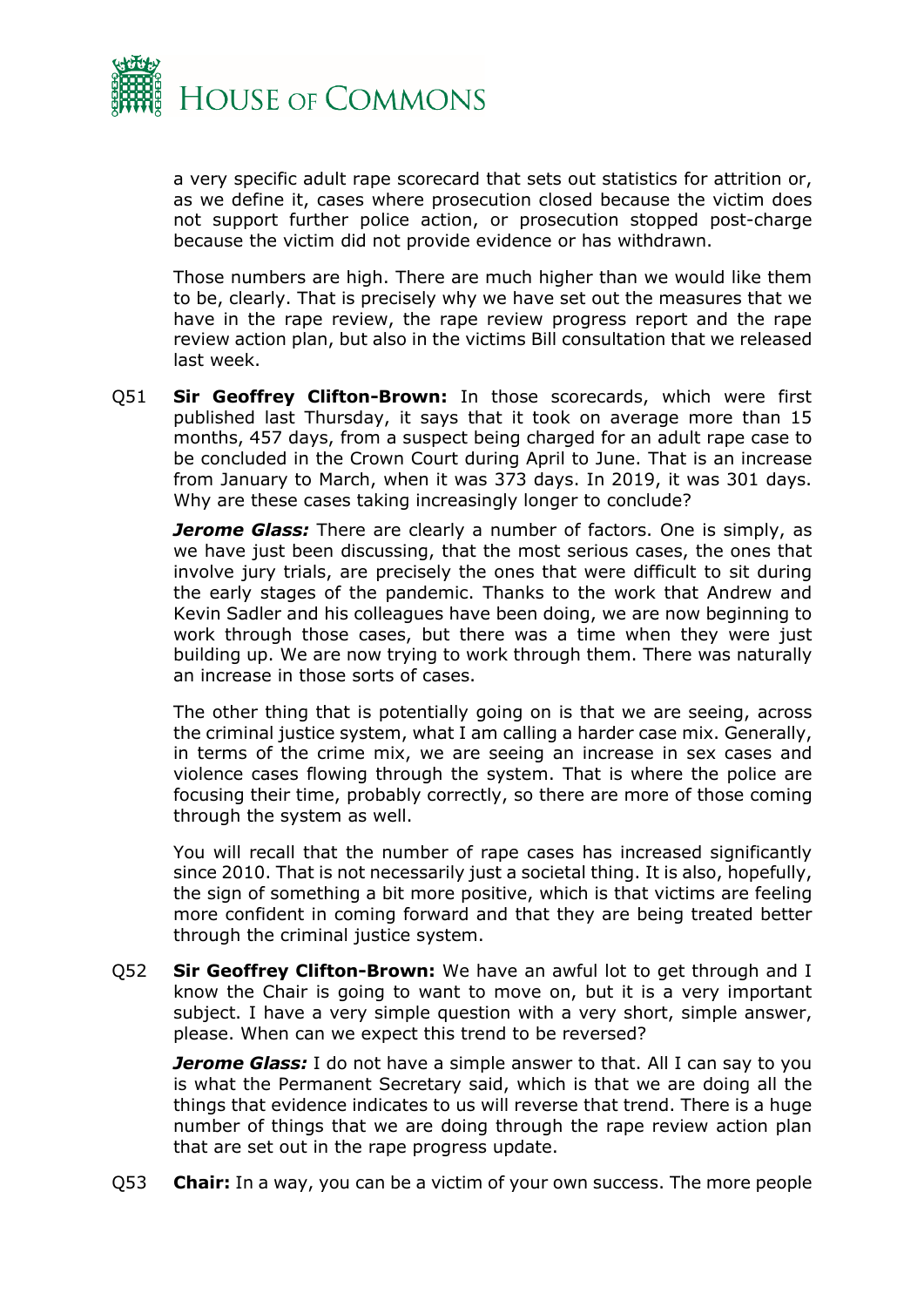a very specific adult rape scorecard that sets out statistics for attrition or, as we define it, cases where prosecution closed because the victim does not support further police action, or prosecution stopped post-charge because the victim did not provide evidence or has withdrawn.

Those numbers are high. There are much higher than we would like them to be, clearly. That is precisely why we have set out the measures that we have in the rape review, the rape review progress report and the rape review action plan, but also in the victims Bill consultation that we released last week.

Q51 **Sir Geoffrey Clifton-Brown:** In those scorecards, which were first published last Thursday, it says that it took on average more than 15 months, 457 days, from a suspect being charged for an adult rape case to be concluded in the Crown Court during April to June. That is an increase from January to March, when it was 373 days. In 2019, it was 301 days. Why are these cases taking increasingly longer to conclude?

***Jerome Glass:*** There are clearly a number of factors. One is simply, as we have just been discussing, that the most serious cases, the ones that involve jury trials, are precisely the ones that were difficult to sit during the early stages of the pandemic. Thanks to the work that Andrew and Kevin Sadler and his colleagues have been doing, we are now beginning to work through those cases, but there was a time when they were just building up. We are now trying to work through them. There was naturally an increase in those sorts of cases.

The other thing that is potentially going on is that we are seeing, across the criminal justice system, what I am calling a harder case mix. Generally, in terms of the crime mix, we are seeing an increase in sex cases and violence cases flowing through the system. That is where the police are focusing their time, probably correctly, so there are more of those coming through the system as well.

You will recall that the number of rape cases has increased significantly since 2010. That is not necessarily just a societal thing. It is also, hopefully, the sign of something a bit more positive, which is that victims are feeling more confident in coming forward and that they are being treated better through the criminal justice system.

Q52 **Sir Geoffrey Clifton-Brown:** We have an awful lot to get through and I know the Chair is going to want to move on, but it is a very important subject. I have a very simple question with a very short, simple answer, please. When can we expect this trend to be reversed?

***Jerome Glass:*** I do not have a simple answer to that. All I can say to you is what the Permanent Secretary said, which is that we are doing all the things that evidence indicates to us will reverse that trend. There is a huge number of things that we are doing through the rape review action plan that are set out in the rape progress update.

Q53 **Chair:** In a way, you can be a victim of your own success. The more people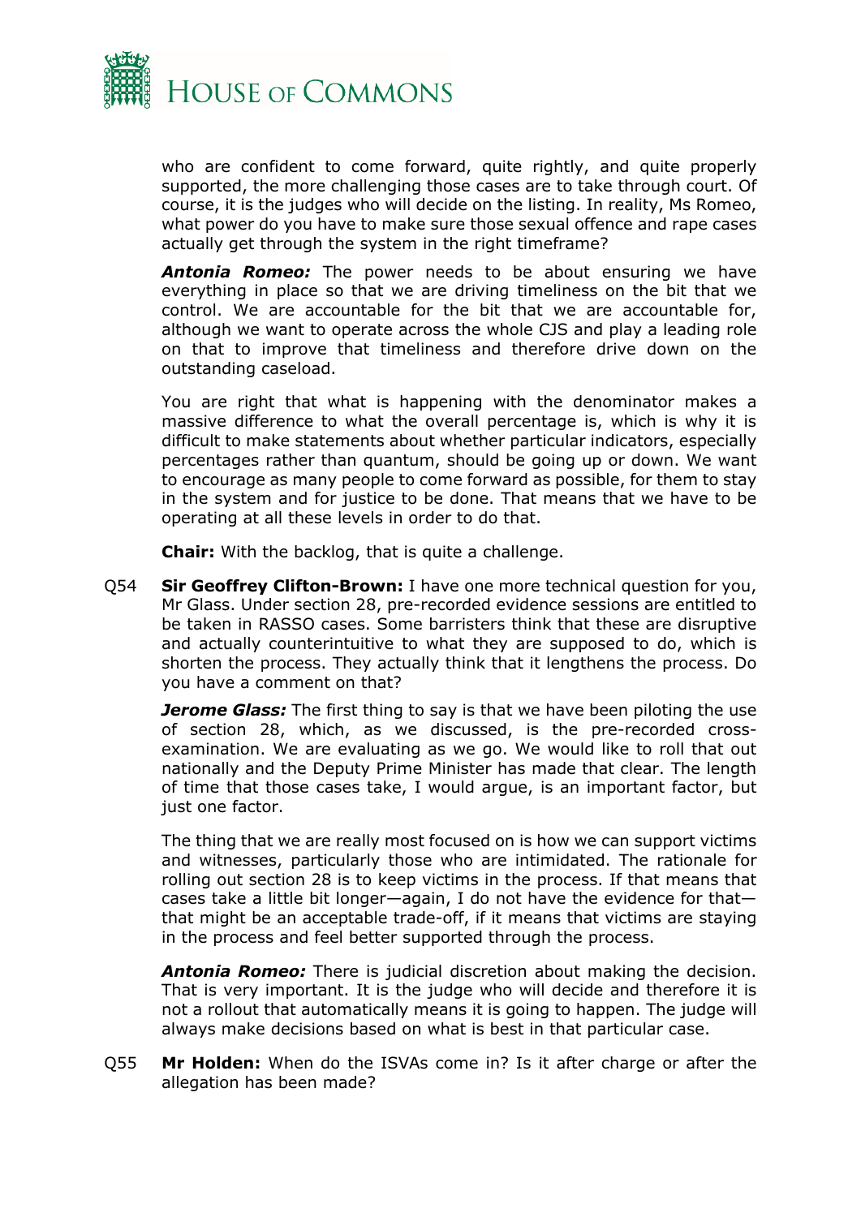who are confident to come forward, quite rightly, and quite properly supported, the more challenging those cases are to take through court. Of course, it is the judges who will decide on the listing. In reality, Ms Romeo, what power do you have to make sure those sexual offence and rape cases actually get through the system in the right timeframe?

***Antonia Romeo:*** The power needs to be about ensuring we have everything in place so that we are driving timeliness on the bit that we control. We are accountable for the bit that we are accountable for, although we want to operate across the whole CJS and play a leading role on that to improve that timeliness and therefore drive down on the outstanding caseload.

You are right that what is happening with the denominator makes a massive difference to what the overall percentage is, which is why it is difficult to make statements about whether particular indicators, especially percentages rather than quantum, should be going up or down. We want to encourage as many people to come forward as possible, for them to stay in the system and for justice to be done. That means that we have to be operating at all these levels in order to do that.

**Chair:** With the backlog, that is quite a challenge.

Q54 **Sir Geoffrey Clifton-Brown:** I have one more technical question for you, Mr Glass. Under section 28, pre-recorded evidence sessions are entitled to be taken in RASSO cases. Some barristers think that these are disruptive and actually counterintuitive to what they are supposed to do, which is shorten the process. They actually think that it lengthens the process. Do you have a comment on that?

***Jerome Glass:*** The first thing to say is that we have been piloting the use of section 28, which, as we discussed, is the pre-recorded cross-examination. We are evaluating as we go. We would like to roll that out nationally and the Deputy Prime Minister has made that clear. The length of time that those cases take, I would argue, is an important factor, but just one factor.

The thing that we are really most focused on is how we can support victims and witnesses, particularly those who are intimidated. The rationale for rolling out section 28 is to keep victims in the process. If that means that cases take a little bit longer—again, I do not have the evidence for that—that might be an acceptable trade-off, if it means that victims are staying in the process and feel better supported through the process.

***Antonia Romeo:*** There is judicial discretion about making the decision. That is very important. It is the judge who will decide and therefore it is not a rollout that automatically means it is going to happen. The judge will always make decisions based on what is best in that particular case.

Q55 **Mr Holden:** When do the ISVAs come in? Is it after charge or after the allegation has been made?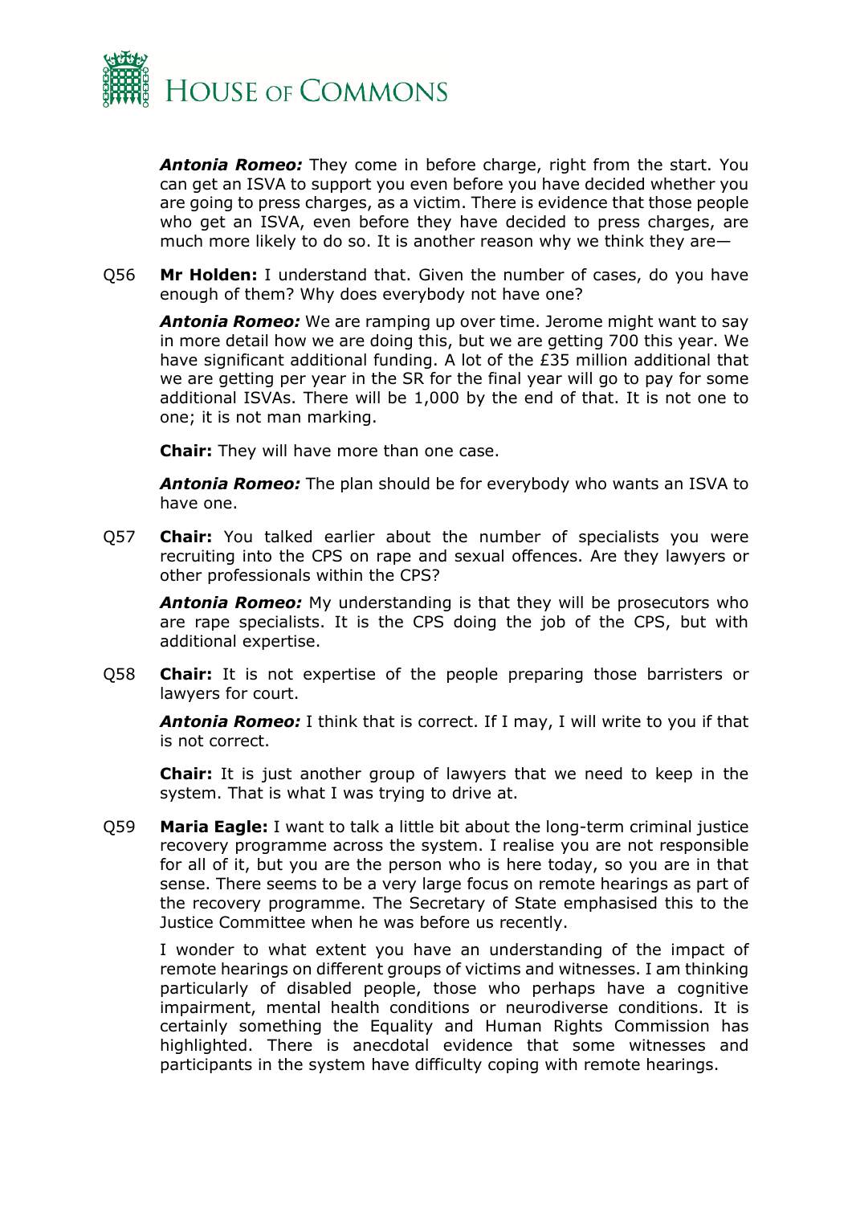***Antonia Romeo:*** They come in before charge, right from the start. You can get an ISVA to support you even before you have decided whether you are going to press charges, as a victim. There is evidence that those people who get an ISVA, even before they have decided to press charges, are much more likely to do so. It is another reason why we think they are—

Q56 **Mr Holden:** I understand that. Given the number of cases, do you have enough of them? Why does everybody not have one?

***Antonia Romeo:*** We are ramping up over time. Jerome might want to say in more detail how we are doing this, but we are getting 700 this year. We have significant additional funding. A lot of the £35 million additional that we are getting per year in the SR for the final year will go to pay for some additional ISVAs. There will be 1,000 by the end of that. It is not one to one; it is not man marking.

**Chair:** They will have more than one case.

***Antonia Romeo:*** The plan should be for everybody who wants an ISVA to have one.

Q57 **Chair:** You talked earlier about the number of specialists you were recruiting into the CPS on rape and sexual offences. Are they lawyers or other professionals within the CPS?

***Antonia Romeo:*** My understanding is that they will be prosecutors who are rape specialists. It is the CPS doing the job of the CPS, but with additional expertise.

Q58 **Chair:** It is not expertise of the people preparing those barristers or lawyers for court.

***Antonia Romeo:*** I think that is correct. If I may, I will write to you if that is not correct.

**Chair:** It is just another group of lawyers that we need to keep in the system. That is what I was trying to drive at.

Q59 **Maria Eagle:** I want to talk a little bit about the long-term criminal justice recovery programme across the system. I realise you are not responsible for all of it, but you are the person who is here today, so you are in that sense. There seems to be a very large focus on remote hearings as part of the recovery programme. The Secretary of State emphasised this to the Justice Committee when he was before us recently.

I wonder to what extent you have an understanding of the impact of remote hearings on different groups of victims and witnesses. I am thinking particularly of disabled people, those who perhaps have a cognitive impairment, mental health conditions or neurodiverse conditions. It is certainly something the Equality and Human Rights Commission has highlighted. There is anecdotal evidence that some witnesses and participants in the system have difficulty coping with remote hearings.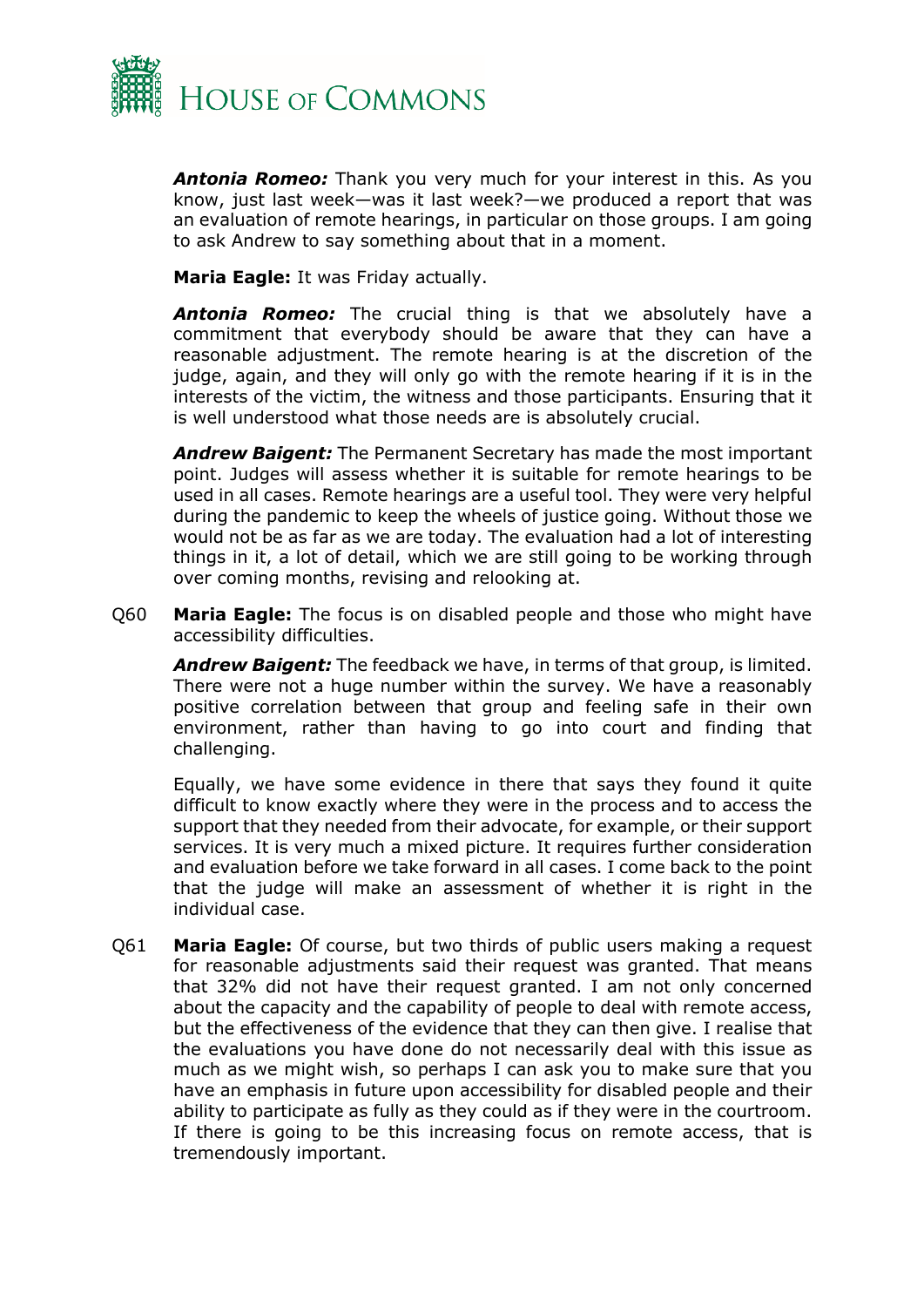***Antonia Romeo:*** Thank you very much for your interest in this. As you know, just last week—was it last week?—we produced a report that was an evaluation of remote hearings, in particular on those groups. I am going to ask Andrew to say something about that in a moment.

**Maria Eagle:** It was Friday actually.

***Antonia Romeo:*** The crucial thing is that we absolutely have a commitment that everybody should be aware that they can have a reasonable adjustment. The remote hearing is at the discretion of the judge, again, and they will only go with the remote hearing if it is in the interests of the victim, the witness and those participants. Ensuring that it is well understood what those needs are is absolutely crucial.

***Andrew Baigent:*** The Permanent Secretary has made the most important point. Judges will assess whether it is suitable for remote hearings to be used in all cases. Remote hearings are a useful tool. They were very helpful during the pandemic to keep the wheels of justice going. Without those we would not be as far as we are today. The evaluation had a lot of interesting things in it, a lot of detail, which we are still going to be working through over coming months, revising and relooking at.

Q60 **Maria Eagle:** The focus is on disabled people and those who might have accessibility difficulties.

***Andrew Baigent:*** The feedback we have, in terms of that group, is limited. There were not a huge number within the survey. We have a reasonably positive correlation between that group and feeling safe in their own environment, rather than having to go into court and finding that challenging.

Equally, we have some evidence in there that says they found it quite difficult to know exactly where they were in the process and to access the support that they needed from their advocate, for example, or their support services. It is very much a mixed picture. It requires further consideration and evaluation before we take forward in all cases. I come back to the point that the judge will make an assessment of whether it is right in the individual case.

Q61 **Maria Eagle:** Of course, but two thirds of public users making a request for reasonable adjustments said their request was granted. That means that 32% did not have their request granted. I am not only concerned about the capacity and the capability of people to deal with remote access, but the effectiveness of the evidence that they can then give. I realise that the evaluations you have done do not necessarily deal with this issue as much as we might wish, so perhaps I can ask you to make sure that you have an emphasis in future upon accessibility for disabled people and their ability to participate as fully as they could as if they were in the courtroom. If there is going to be this increasing focus on remote access, that is tremendously important.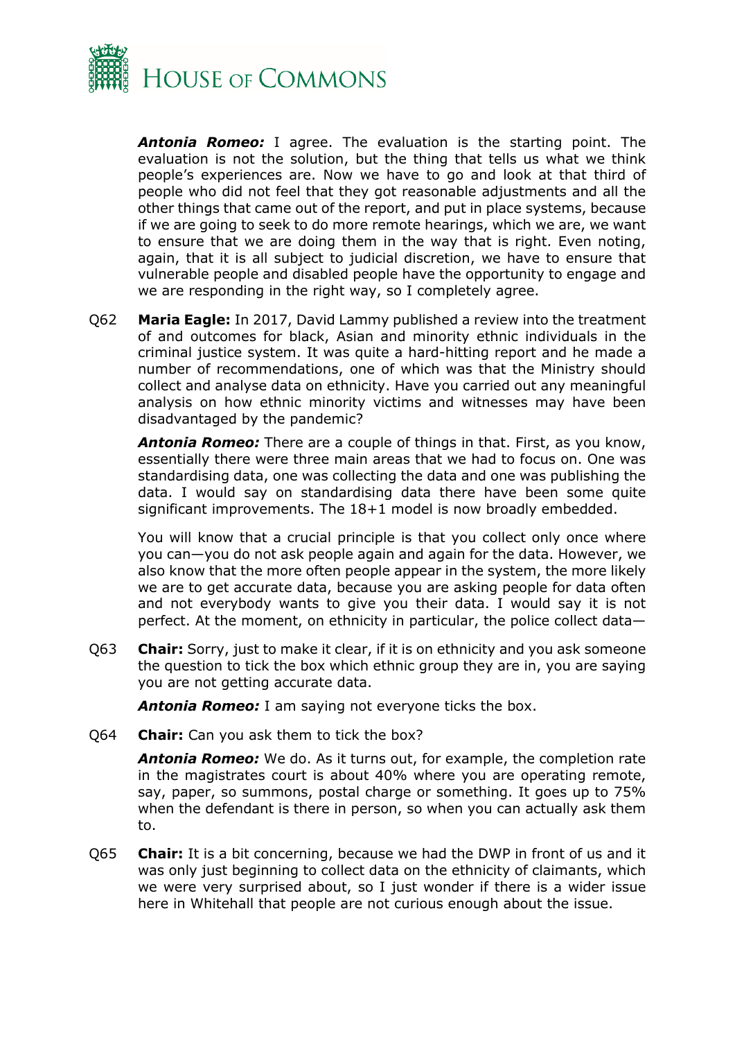***Antonia Romeo:*** I agree. The evaluation is the starting point. The evaluation is not the solution, but the thing that tells us what we think people's experiences are. Now we have to go and look at that third of people who did not feel that they got reasonable adjustments and all the other things that came out of the report, and put in place systems, because if we are going to seek to do more remote hearings, which we are, we want to ensure that we are doing them in the way that is right. Even noting, again, that it is all subject to judicial discretion, we have to ensure that vulnerable people and disabled people have the opportunity to engage and we are responding in the right way, so I completely agree.

Q62 **Maria Eagle:** In 2017, David Lammy published a review into the treatment of and outcomes for black, Asian and minority ethnic individuals in the criminal justice system. It was quite a hard-hitting report and he made a number of recommendations, one of which was that the Ministry should collect and analyse data on ethnicity. Have you carried out any meaningful analysis on how ethnic minority victims and witnesses may have been disadvantaged by the pandemic?

***Antonia Romeo:*** There are a couple of things in that. First, as you know, essentially there were three main areas that we had to focus on. One was standardising data, one was collecting the data and one was publishing the data. I would say on standardising data there have been some quite significant improvements. The 18+1 model is now broadly embedded.

You will know that a crucial principle is that you collect only once where you can—you do not ask people again and again for the data. However, we also know that the more often people appear in the system, the more likely we are to get accurate data, because you are asking people for data often and not everybody wants to give you their data. I would say it is not perfect. At the moment, on ethnicity in particular, the police collect data—

Q63 **Chair:** Sorry, just to make it clear, if it is on ethnicity and you ask someone the question to tick the box which ethnic group they are in, you are saying you are not getting accurate data.

***Antonia Romeo:*** I am saying not everyone ticks the box.

Q64 **Chair:** Can you ask them to tick the box?

***Antonia Romeo:*** We do. As it turns out, for example, the completion rate in the magistrates court is about 40% where you are operating remote, say, paper, so summons, postal charge or something. It goes up to 75% when the defendant is there in person, so when you can actually ask them to.

Q65 **Chair:** It is a bit concerning, because we had the DWP in front of us and it was only just beginning to collect data on the ethnicity of claimants, which we were very surprised about, so I just wonder if there is a wider issue here in Whitehall that people are not curious enough about the issue.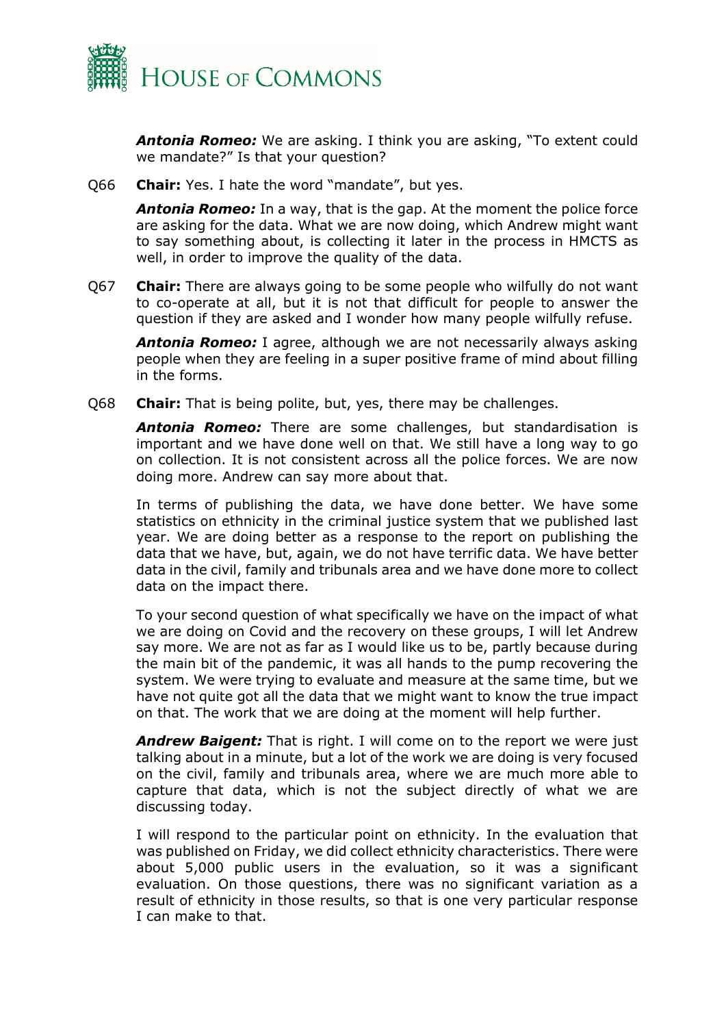***Antonia Romeo:*** We are asking. I think you are asking, "To extent could we mandate?" Is that your question?

Q66 **Chair:** Yes. I hate the word "mandate", but yes.

***Antonia Romeo:*** In a way, that is the gap. At the moment the police force are asking for the data. What we are now doing, which Andrew might want to say something about, is collecting it later in the process in HMCTS as well, in order to improve the quality of the data.

Q67 **Chair:** There are always going to be some people who wilfully do not want to co-operate at all, but it is not that difficult for people to answer the question if they are asked and I wonder how many people wilfully refuse.

***Antonia Romeo:*** I agree, although we are not necessarily always asking people when they are feeling in a super positive frame of mind about filling in the forms.

Q68 **Chair:** That is being polite, but, yes, there may be challenges.

***Antonia Romeo:*** There are some challenges, but standardisation is important and we have done well on that. We still have a long way to go on collection. It is not consistent across all the police forces. We are now doing more. Andrew can say more about that.

In terms of publishing the data, we have done better. We have some statistics on ethnicity in the criminal justice system that we published last year. We are doing better as a response to the report on publishing the data that we have, but, again, we do not have terrific data. We have better data in the civil, family and tribunals area and we have done more to collect data on the impact there.

To your second question of what specifically we have on the impact of what we are doing on Covid and the recovery on these groups, I will let Andrew say more. We are not as far as I would like us to be, partly because during the main bit of the pandemic, it was all hands to the pump recovering the system. We were trying to evaluate and measure at the same time, but we have not quite got all the data that we might want to know the true impact on that. The work that we are doing at the moment will help further.

***Andrew Baigent:*** That is right. I will come on to the report we were just talking about in a minute, but a lot of the work we are doing is very focused on the civil, family and tribunals area, where we are much more able to capture that data, which is not the subject directly of what we are discussing today.

I will respond to the particular point on ethnicity. In the evaluation that was published on Friday, we did collect ethnicity characteristics. There were about 5,000 public users in the evaluation, so it was a significant evaluation. On those questions, there was no significant variation as a result of ethnicity in those results, so that is one very particular response I can make to that.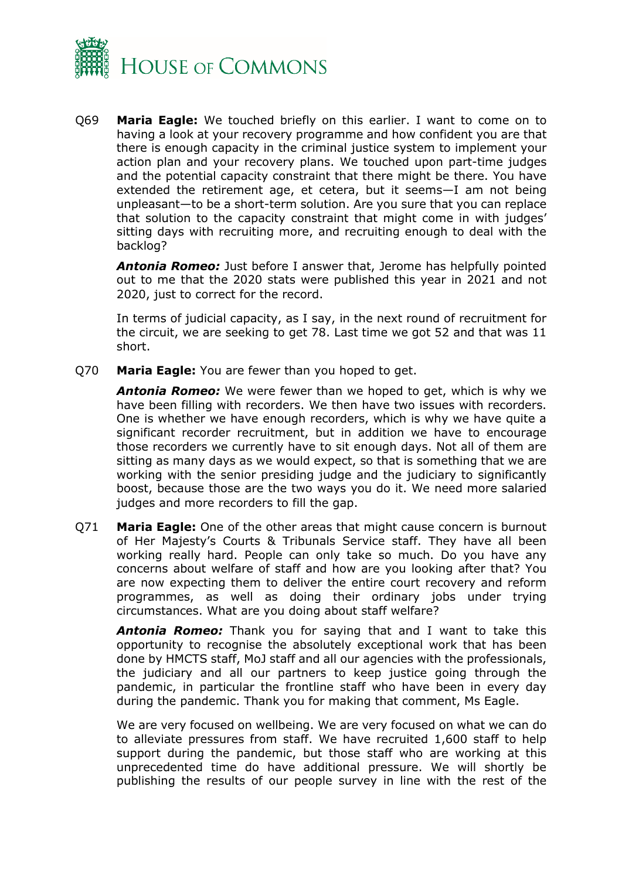Q69 **Maria Eagle:** We touched briefly on this earlier. I want to come on to having a look at your recovery programme and how confident you are that there is enough capacity in the criminal justice system to implement your action plan and your recovery plans. We touched upon part-time judges and the potential capacity constraint that there might be there. You have extended the retirement age, et cetera, but it seems—I am not being unpleasant—to be a short-term solution. Are you sure that you can replace that solution to the capacity constraint that might come in with judges' sitting days with recruiting more, and recruiting enough to deal with the backlog?

***Antonia Romeo:*** Just before I answer that, Jerome has helpfully pointed out to me that the 2020 stats were published this year in 2021 and not 2020, just to correct for the record.

In terms of judicial capacity, as I say, in the next round of recruitment for the circuit, we are seeking to get 78. Last time we got 52 and that was 11 short.

Q70 **Maria Eagle:** You are fewer than you hoped to get.

***Antonia Romeo:*** We were fewer than we hoped to get, which is why we have been filling with recorders. We then have two issues with recorders. One is whether we have enough recorders, which is why we have quite a significant recorder recruitment, but in addition we have to encourage those recorders we currently have to sit enough days. Not all of them are sitting as many days as we would expect, so that is something that we are working with the senior presiding judge and the judiciary to significantly boost, because those are the two ways you do it. We need more salaried judges and more recorders to fill the gap.

Q71 **Maria Eagle:** One of the other areas that might cause concern is burnout of Her Majesty's Courts & Tribunals Service staff. They have all been working really hard. People can only take so much. Do you have any concerns about welfare of staff and how are you looking after that? You are now expecting them to deliver the entire court recovery and reform programmes, as well as doing their ordinary jobs under trying circumstances. What are you doing about staff welfare?

***Antonia Romeo:*** Thank you for saying that and I want to take this opportunity to recognise the absolutely exceptional work that has been done by HMCTS staff, MoJ staff and all our agencies with the professionals, the judiciary and all our partners to keep justice going through the pandemic, in particular the frontline staff who have been in every day during the pandemic. Thank you for making that comment, Ms Eagle.

We are very focused on wellbeing. We are very focused on what we can do to alleviate pressures from staff. We have recruited 1,600 staff to help support during the pandemic, but those staff who are working at this unprecedented time do have additional pressure. We will shortly be publishing the results of our people survey in line with the rest of the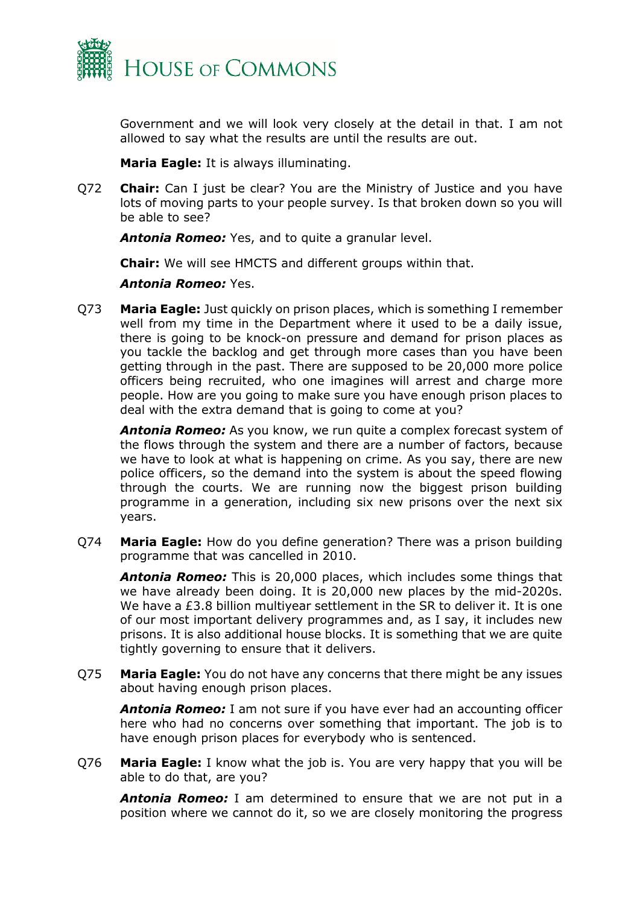Government and we will look very closely at the detail in that. I am not allowed to say what the results are until the results are out.

**Maria Eagle:** It is always illuminating.

Q72 **Chair:** Can I just be clear? You are the Ministry of Justice and you have lots of moving parts to your people survey. Is that broken down so you will be able to see?

***Antonia Romeo:*** Yes, and to quite a granular level.

**Chair:** We will see HMCTS and different groups within that.

***Antonia Romeo:*** Yes.

Q73 **Maria Eagle:** Just quickly on prison places, which is something I remember well from my time in the Department where it used to be a daily issue, there is going to be knock-on pressure and demand for prison places as you tackle the backlog and get through more cases than you have been getting through in the past. There are supposed to be 20,000 more police officers being recruited, who one imagines will arrest and charge more people. How are you going to make sure you have enough prison places to deal with the extra demand that is going to come at you?

***Antonia Romeo:*** As you know, we run quite a complex forecast system of the flows through the system and there are a number of factors, because we have to look at what is happening on crime. As you say, there are new police officers, so the demand into the system is about the speed flowing through the courts. We are running now the biggest prison building programme in a generation, including six new prisons over the next six years.

Q74 **Maria Eagle:** How do you define generation? There was a prison building programme that was cancelled in 2010.

***Antonia Romeo:*** This is 20,000 places, which includes some things that we have already been doing. It is 20,000 new places by the mid-2020s. We have a £3.8 billion multiyear settlement in the SR to deliver it. It is one of our most important delivery programmes and, as I say, it includes new prisons. It is also additional house blocks. It is something that we are quite tightly governing to ensure that it delivers.

Q75 **Maria Eagle:** You do not have any concerns that there might be any issues about having enough prison places.

***Antonia Romeo:*** I am not sure if you have ever had an accounting officer here who had no concerns over something that important. The job is to have enough prison places for everybody who is sentenced.

Q76 **Maria Eagle:** I know what the job is. You are very happy that you will be able to do that, are you?

***Antonia Romeo:*** I am determined to ensure that we are not put in a position where we cannot do it, so we are closely monitoring the progress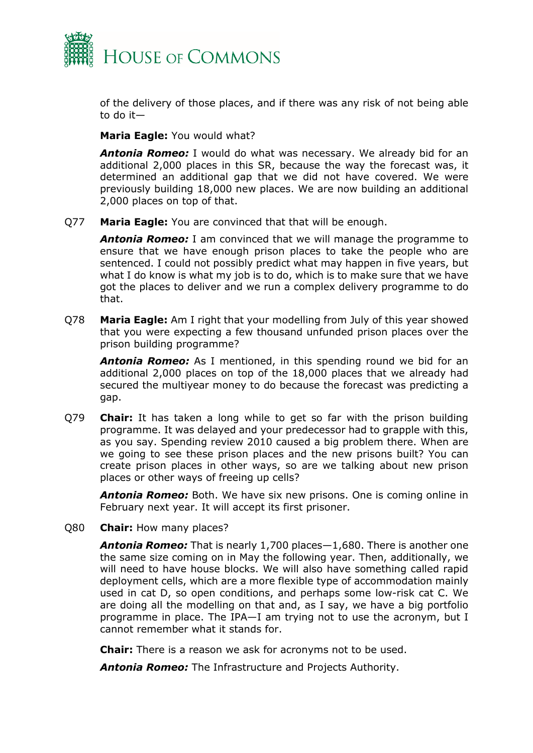of the delivery of those places, and if there was any risk of not being able to do it—

**Maria Eagle:** You would what?

***Antonia Romeo:*** I would do what was necessary. We already bid for an additional 2,000 places in this SR, because the way the forecast was, it determined an additional gap that we did not have covered. We were previously building 18,000 new places. We are now building an additional 2,000 places on top of that.

Q77 **Maria Eagle:** You are convinced that that will be enough.

***Antonia Romeo:*** I am convinced that we will manage the programme to ensure that we have enough prison places to take the people who are sentenced. I could not possibly predict what may happen in five years, but what I do know is what my job is to do, which is to make sure that we have got the places to deliver and we run a complex delivery programme to do that.

Q78 **Maria Eagle:** Am I right that your modelling from July of this year showed that you were expecting a few thousand unfunded prison places over the prison building programme?

***Antonia Romeo:*** As I mentioned, in this spending round we bid for an additional 2,000 places on top of the 18,000 places that we already had secured the multiyear money to do because the forecast was predicting a gap.

Q79 **Chair:** It has taken a long while to get so far with the prison building programme. It was delayed and your predecessor had to grapple with this, as you say. Spending review 2010 caused a big problem there. When are we going to see these prison places and the new prisons built? You can create prison places in other ways, so are we talking about new prison places or other ways of freeing up cells?

***Antonia Romeo:*** Both. We have six new prisons. One is coming online in February next year. It will accept its first prisoner.

Q80 **Chair:** How many places?

***Antonia Romeo:*** That is nearly 1,700 places—1,680. There is another one the same size coming on in May the following year. Then, additionally, we will need to have house blocks. We will also have something called rapid deployment cells, which are a more flexible type of accommodation mainly used in cat D, so open conditions, and perhaps some low-risk cat C. We are doing all the modelling on that and, as I say, we have a big portfolio programme in place. The IPA—I am trying not to use the acronym, but I cannot remember what it stands for.

**Chair:** There is a reason we ask for acronyms not to be used.

***Antonia Romeo:*** The Infrastructure and Projects Authority.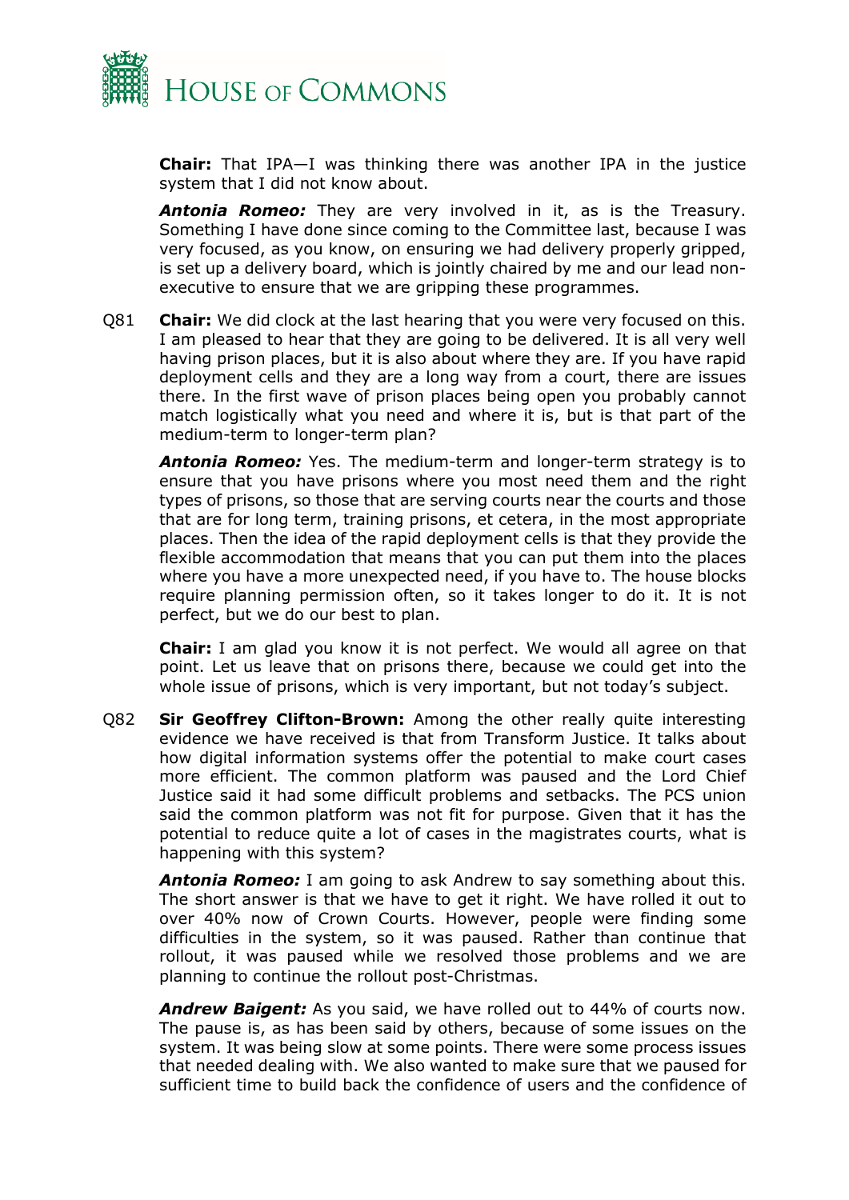**Chair:** That IPA—I was thinking there was another IPA in the justice system that I did not know about.

***Antonia Romeo:*** They are very involved in it, as is the Treasury. Something I have done since coming to the Committee last, because I was very focused, as you know, on ensuring we had delivery properly gripped, is set up a delivery board, which is jointly chaired by me and our lead non-executive to ensure that we are gripping these programmes.

Q81 **Chair:** We did clock at the last hearing that you were very focused on this. I am pleased to hear that they are going to be delivered. It is all very well having prison places, but it is also about where they are. If you have rapid deployment cells and they are a long way from a court, there are issues there. In the first wave of prison places being open you probably cannot match logistically what you need and where it is, but is that part of the medium-term to longer-term plan?

***Antonia Romeo:*** Yes. The medium-term and longer-term strategy is to ensure that you have prisons where you most need them and the right types of prisons, so those that are serving courts near the courts and those that are for long term, training prisons, et cetera, in the most appropriate places. Then the idea of the rapid deployment cells is that they provide the flexible accommodation that means that you can put them into the places where you have a more unexpected need, if you have to. The house blocks require planning permission often, so it takes longer to do it. It is not perfect, but we do our best to plan.

**Chair:** I am glad you know it is not perfect. We would all agree on that point. Let us leave that on prisons there, because we could get into the whole issue of prisons, which is very important, but not today's subject.

Q82 **Sir Geoffrey Clifton-Brown:** Among the other really quite interesting evidence we have received is that from Transform Justice. It talks about how digital information systems offer the potential to make court cases more efficient. The common platform was paused and the Lord Chief Justice said it had some difficult problems and setbacks. The PCS union said the common platform was not fit for purpose. Given that it has the potential to reduce quite a lot of cases in the magistrates courts, what is happening with this system?

***Antonia Romeo:*** I am going to ask Andrew to say something about this. The short answer is that we have to get it right. We have rolled it out to over 40% now of Crown Courts. However, people were finding some difficulties in the system, so it was paused. Rather than continue that rollout, it was paused while we resolved those problems and we are planning to continue the rollout post-Christmas.

***Andrew Baigent:*** As you said, we have rolled out to 44% of courts now. The pause is, as has been said by others, because of some issues on the system. It was being slow at some points. There were some process issues that needed dealing with. We also wanted to make sure that we paused for sufficient time to build back the confidence of users and the confidence of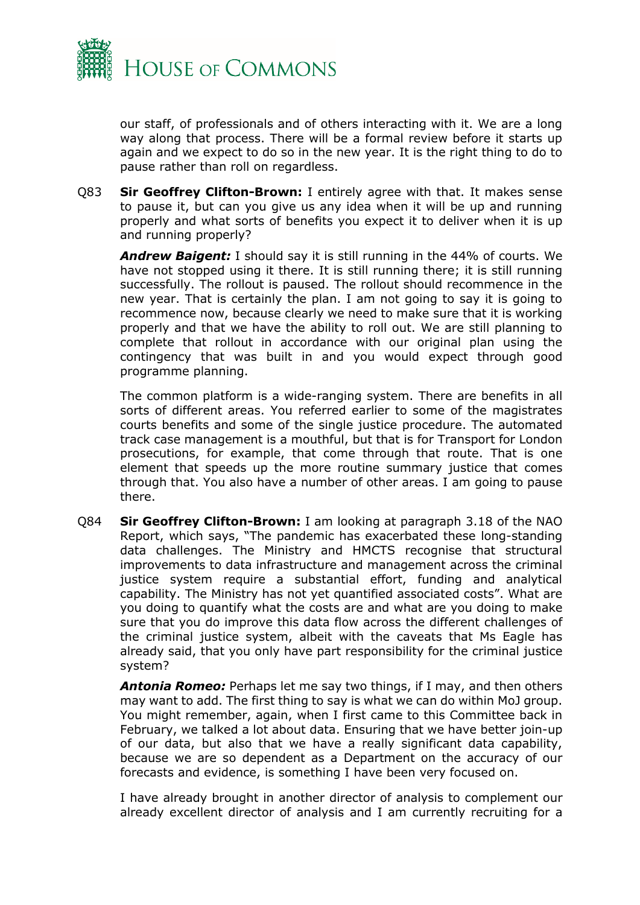our staff, of professionals and of others interacting with it. We are a long way along that process. There will be a formal review before it starts up again and we expect to do so in the new year. It is the right thing to do to pause rather than roll on regardless.

Q83 **Sir Geoffrey Clifton-Brown:** I entirely agree with that. It makes sense to pause it, but can you give us any idea when it will be up and running properly and what sorts of benefits you expect it to deliver when it is up and running properly?

***Andrew Baigent:*** I should say it is still running in the 44% of courts. We have not stopped using it there. It is still running there; it is still running successfully. The rollout is paused. The rollout should recommence in the new year. That is certainly the plan. I am not going to say it is going to recommence now, because clearly we need to make sure that it is working properly and that we have the ability to roll out. We are still planning to complete that rollout in accordance with our original plan using the contingency that was built in and you would expect through good programme planning.

The common platform is a wide-ranging system. There are benefits in all sorts of different areas. You referred earlier to some of the magistrates courts benefits and some of the single justice procedure. The automated track case management is a mouthful, but that is for Transport for London prosecutions, for example, that come through that route. That is one element that speeds up the more routine summary justice that comes through that. You also have a number of other areas. I am going to pause there.

Q84 **Sir Geoffrey Clifton-Brown:** I am looking at paragraph 3.18 of the NAO Report, which says, "The pandemic has exacerbated these long-standing data challenges. The Ministry and HMCTS recognise that structural improvements to data infrastructure and management across the criminal justice system require a substantial effort, funding and analytical capability. The Ministry has not yet quantified associated costs". What are you doing to quantify what the costs are and what are you doing to make sure that you do improve this data flow across the different challenges of the criminal justice system, albeit with the caveats that Ms Eagle has already said, that you only have part responsibility for the criminal justice system?

***Antonia Romeo:*** Perhaps let me say two things, if I may, and then others may want to add. The first thing to say is what we can do within MoJ group. You might remember, again, when I first came to this Committee back in February, we talked a lot about data. Ensuring that we have better join-up of our data, but also that we have a really significant data capability, because we are so dependent as a Department on the accuracy of our forecasts and evidence, is something I have been very focused on.

I have already brought in another director of analysis to complement our already excellent director of analysis and I am currently recruiting for a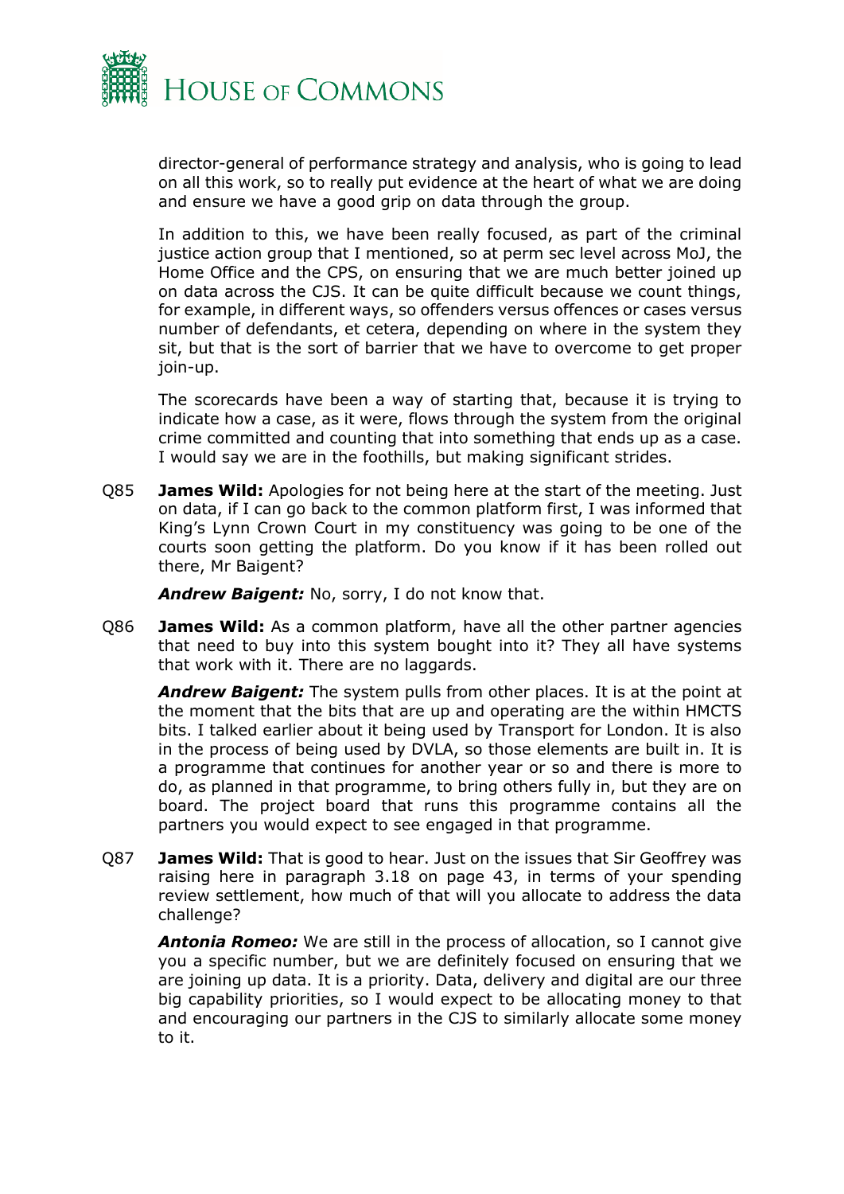director-general of performance strategy and analysis, who is going to lead on all this work, so to really put evidence at the heart of what we are doing and ensure we have a good grip on data through the group.

In addition to this, we have been really focused, as part of the criminal justice action group that I mentioned, so at perm sec level across MoJ, the Home Office and the CPS, on ensuring that we are much better joined up on data across the CJS. It can be quite difficult because we count things, for example, in different ways, so offenders versus offences or cases versus number of defendants, et cetera, depending on where in the system they sit, but that is the sort of barrier that we have to overcome to get proper join-up.

The scorecards have been a way of starting that, because it is trying to indicate how a case, as it were, flows through the system from the original crime committed and counting that into something that ends up as a case. I would say we are in the foothills, but making significant strides.

Q85 **James Wild:** Apologies for not being here at the start of the meeting. Just on data, if I can go back to the common platform first, I was informed that King's Lynn Crown Court in my constituency was going to be one of the courts soon getting the platform. Do you know if it has been rolled out there, Mr Baigent?

***Andrew Baigent:*** No, sorry, I do not know that.

Q86 **James Wild:** As a common platform, have all the other partner agencies that need to buy into this system bought into it? They all have systems that work with it. There are no laggards.

***Andrew Baigent:*** The system pulls from other places. It is at the point at the moment that the bits that are up and operating are the within HMCTS bits. I talked earlier about it being used by Transport for London. It is also in the process of being used by DVLA, so those elements are built in. It is a programme that continues for another year or so and there is more to do, as planned in that programme, to bring others fully in, but they are on board. The project board that runs this programme contains all the partners you would expect to see engaged in that programme.

Q87 **James Wild:** That is good to hear. Just on the issues that Sir Geoffrey was raising here in paragraph 3.18 on page 43, in terms of your spending review settlement, how much of that will you allocate to address the data challenge?

***Antonia Romeo:*** We are still in the process of allocation, so I cannot give you a specific number, but we are definitely focused on ensuring that we are joining up data. It is a priority. Data, delivery and digital are our three big capability priorities, so I would expect to be allocating money to that and encouraging our partners in the CJS to similarly allocate some money to it.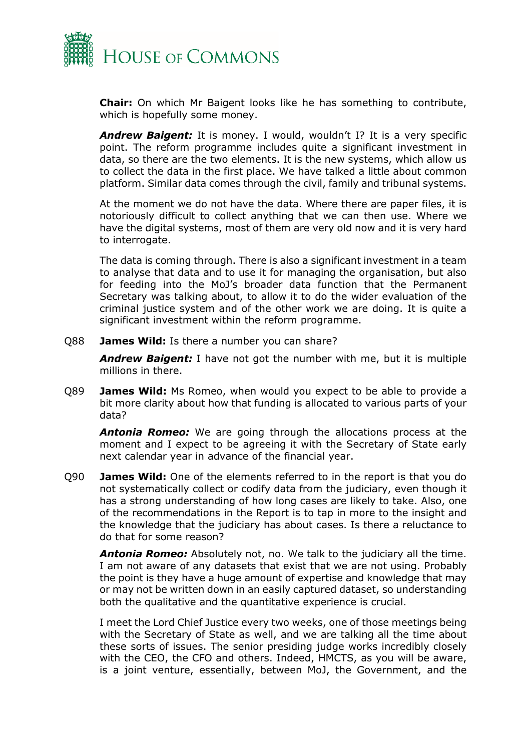**Chair:** On which Mr Baigent looks like he has something to contribute, which is hopefully some money.

***Andrew Baigent:*** It is money. I would, wouldn't I? It is a very specific point. The reform programme includes quite a significant investment in data, so there are the two elements. It is the new systems, which allow us to collect the data in the first place. We have talked a little about common platform. Similar data comes through the civil, family and tribunal systems.

At the moment we do not have the data. Where there are paper files, it is notoriously difficult to collect anything that we can then use. Where we have the digital systems, most of them are very old now and it is very hard to interrogate.

The data is coming through. There is also a significant investment in a team to analyse that data and to use it for managing the organisation, but also for feeding into the MoJ's broader data function that the Permanent Secretary was talking about, to allow it to do the wider evaluation of the criminal justice system and of the other work we are doing. It is quite a significant investment within the reform programme.

Q88 **James Wild:** Is there a number you can share?

***Andrew Baigent:*** I have not got the number with me, but it is multiple millions in there.

Q89 **James Wild:** Ms Romeo, when would you expect to be able to provide a bit more clarity about how that funding is allocated to various parts of your data?

***Antonia Romeo:*** We are going through the allocations process at the moment and I expect to be agreeing it with the Secretary of State early next calendar year in advance of the financial year.

Q90 **James Wild:** One of the elements referred to in the report is that you do not systematically collect or codify data from the judiciary, even though it has a strong understanding of how long cases are likely to take. Also, one of the recommendations in the Report is to tap in more to the insight and the knowledge that the judiciary has about cases. Is there a reluctance to do that for some reason?

***Antonia Romeo:*** Absolutely not, no. We talk to the judiciary all the time. I am not aware of any datasets that exist that we are not using. Probably the point is they have a huge amount of expertise and knowledge that may or may not be written down in an easily captured dataset, so understanding both the qualitative and the quantitative experience is crucial.

I meet the Lord Chief Justice every two weeks, one of those meetings being with the Secretary of State as well, and we are talking all the time about these sorts of issues. The senior presiding judge works incredibly closely with the CEO, the CFO and others. Indeed, HMCTS, as you will be aware, is a joint venture, essentially, between MoJ, the Government, and the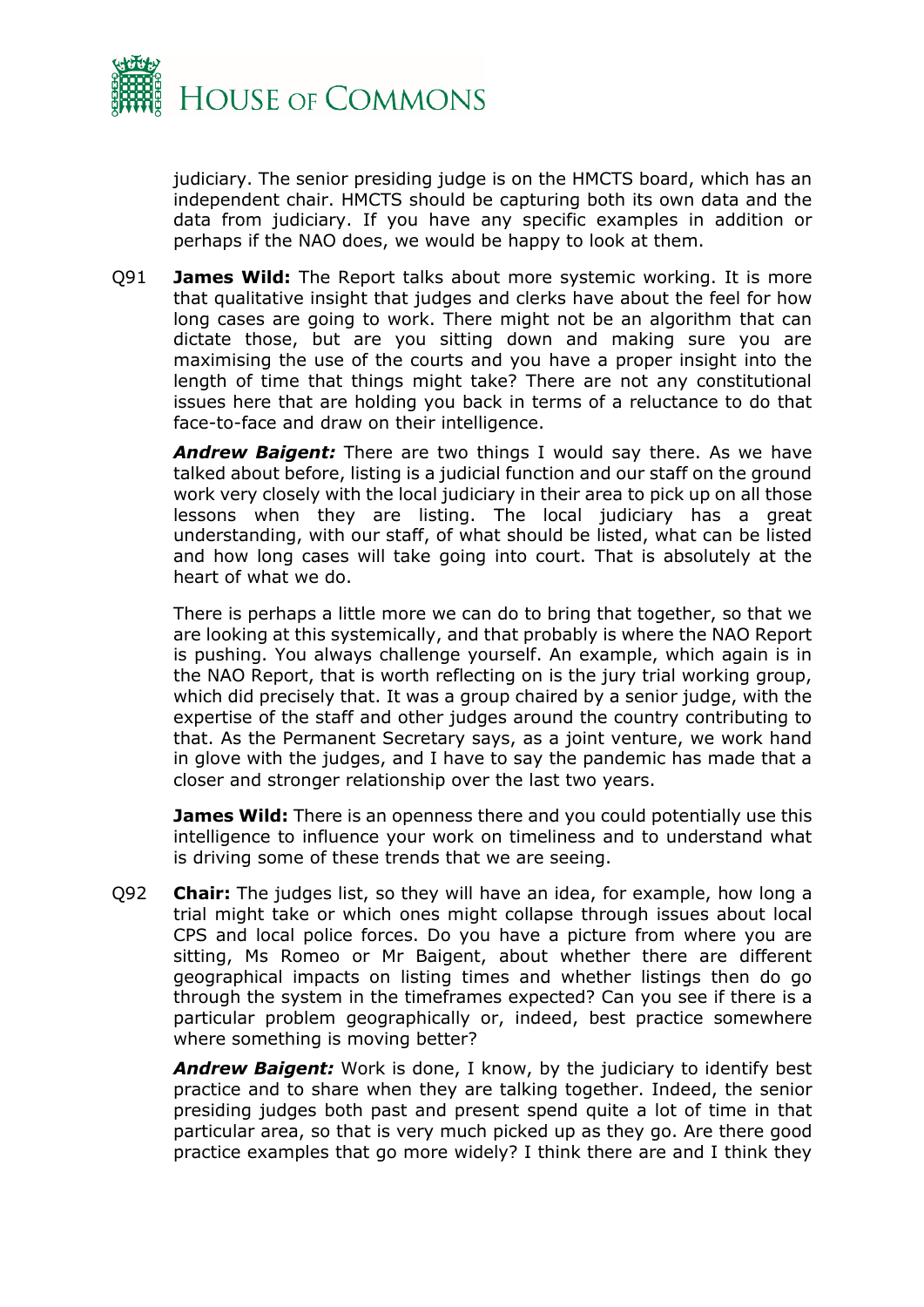judiciary. The senior presiding judge is on the HMCTS board, which has an independent chair. HMCTS should be capturing both its own data and the data from judiciary. If you have any specific examples in addition or perhaps if the NAO does, we would be happy to look at them.

Q91 **James Wild:** The Report talks about more systemic working. It is more that qualitative insight that judges and clerks have about the feel for how long cases are going to work. There might not be an algorithm that can dictate those, but are you sitting down and making sure you are maximising the use of the courts and you have a proper insight into the length of time that things might take? There are not any constitutional issues here that are holding you back in terms of a reluctance to do that face-to-face and draw on their intelligence.

***Andrew Baigent:*** There are two things I would say there. As we have talked about before, listing is a judicial function and our staff on the ground work very closely with the local judiciary in their area to pick up on all those lessons when they are listing. The local judiciary has a great understanding, with our staff, of what should be listed, what can be listed and how long cases will take going into court. That is absolutely at the heart of what we do.

There is perhaps a little more we can do to bring that together, so that we are looking at this systemically, and that probably is where the NAO Report is pushing. You always challenge yourself. An example, which again is in the NAO Report, that is worth reflecting on is the jury trial working group, which did precisely that. It was a group chaired by a senior judge, with the expertise of the staff and other judges around the country contributing to that. As the Permanent Secretary says, as a joint venture, we work hand in glove with the judges, and I have to say the pandemic has made that a closer and stronger relationship over the last two years.

**James Wild:** There is an openness there and you could potentially use this intelligence to influence your work on timeliness and to understand what is driving some of these trends that we are seeing.

Q92 **Chair:** The judges list, so they will have an idea, for example, how long a trial might take or which ones might collapse through issues about local CPS and local police forces. Do you have a picture from where you are sitting, Ms Romeo or Mr Baigent, about whether there are different geographical impacts on listing times and whether listings then do go through the system in the timeframes expected? Can you see if there is a particular problem geographically or, indeed, best practice somewhere where something is moving better?

***Andrew Baigent:*** Work is done, I know, by the judiciary to identify best practice and to share when they are talking together. Indeed, the senior presiding judges both past and present spend quite a lot of time in that particular area, so that is very much picked up as they go. Are there good practice examples that go more widely? I think there are and I think they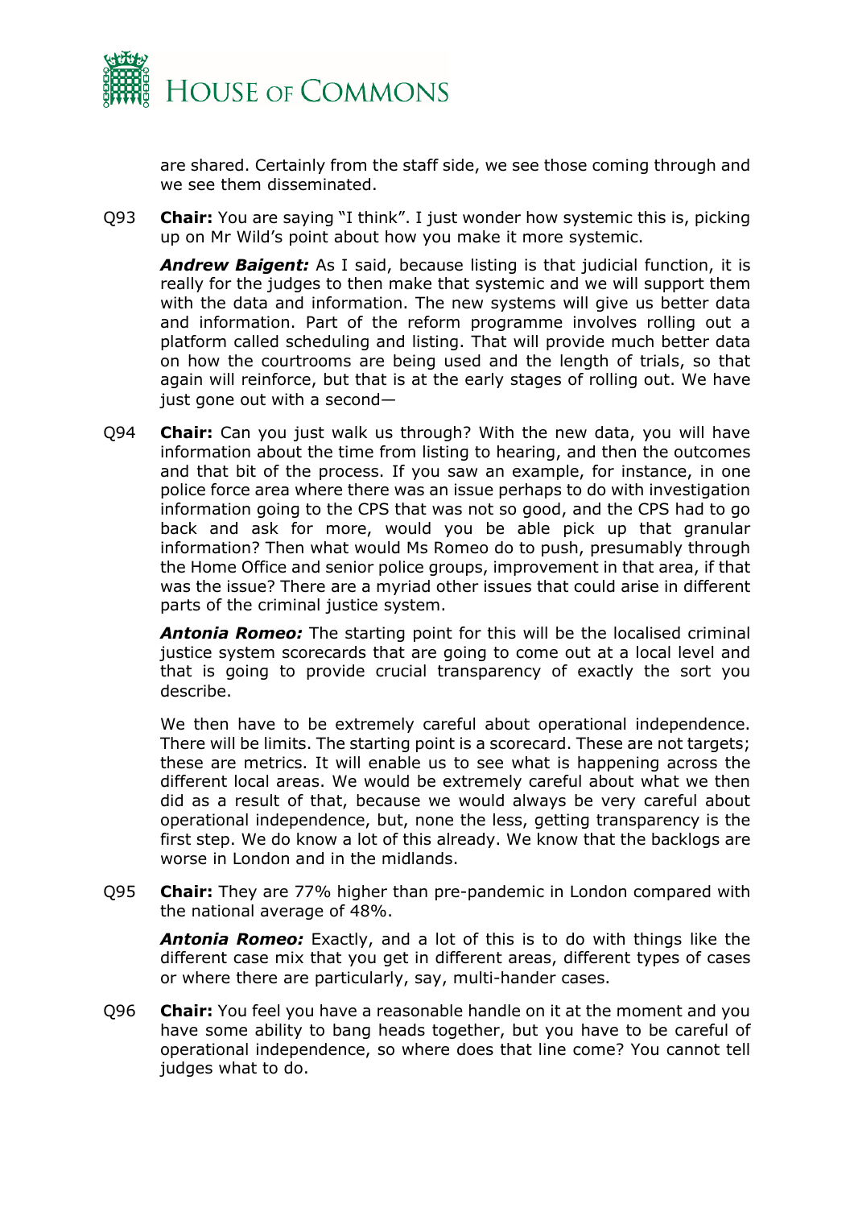are shared. Certainly from the staff side, we see those coming through and we see them disseminated.

Q93 **Chair:** You are saying "I think". I just wonder how systemic this is, picking up on Mr Wild's point about how you make it more systemic.

***Andrew Baigent:*** As I said, because listing is that judicial function, it is really for the judges to then make that systemic and we will support them with the data and information. The new systems will give us better data and information. Part of the reform programme involves rolling out a platform called scheduling and listing. That will provide much better data on how the courtrooms are being used and the length of trials, so that again will reinforce, but that is at the early stages of rolling out. We have just gone out with a second—

Q94 **Chair:** Can you just walk us through? With the new data, you will have information about the time from listing to hearing, and then the outcomes and that bit of the process. If you saw an example, for instance, in one police force area where there was an issue perhaps to do with investigation information going to the CPS that was not so good, and the CPS had to go back and ask for more, would you be able pick up that granular information? Then what would Ms Romeo do to push, presumably through the Home Office and senior police groups, improvement in that area, if that was the issue? There are a myriad other issues that could arise in different parts of the criminal justice system.

***Antonia Romeo:*** The starting point for this will be the localised criminal justice system scorecards that are going to come out at a local level and that is going to provide crucial transparency of exactly the sort you describe.

We then have to be extremely careful about operational independence. There will be limits. The starting point is a scorecard. These are not targets; these are metrics. It will enable us to see what is happening across the different local areas. We would be extremely careful about what we then did as a result of that, because we would always be very careful about operational independence, but, none the less, getting transparency is the first step. We do know a lot of this already. We know that the backlogs are worse in London and in the midlands.

Q95 **Chair:** They are 77% higher than pre-pandemic in London compared with the national average of 48%.

***Antonia Romeo:*** Exactly, and a lot of this is to do with things like the different case mix that you get in different areas, different types of cases or where there are particularly, say, multi-hander cases.

Q96 **Chair:** You feel you have a reasonable handle on it at the moment and you have some ability to bang heads together, but you have to be careful of operational independence, so where does that line come? You cannot tell judges what to do.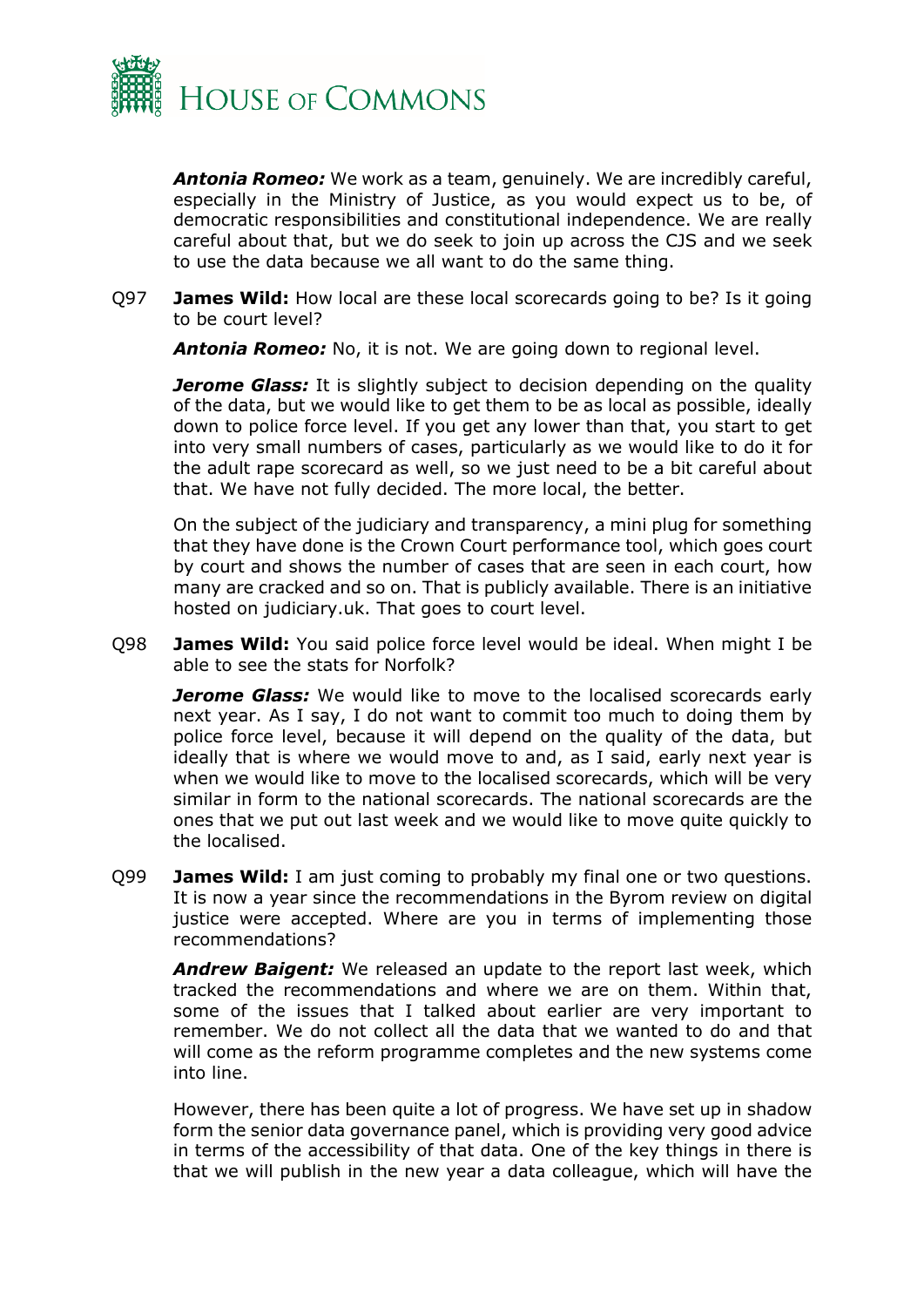***Antonia Romeo:*** We work as a team, genuinely. We are incredibly careful, especially in the Ministry of Justice, as you would expect us to be, of democratic responsibilities and constitutional independence. We are really careful about that, but we do seek to join up across the CJS and we seek to use the data because we all want to do the same thing.

Q97 **James Wild:** How local are these local scorecards going to be? Is it going to be court level?

***Antonia Romeo:*** No, it is not. We are going down to regional level.

***Jerome Glass:*** It is slightly subject to decision depending on the quality of the data, but we would like to get them to be as local as possible, ideally down to police force level. If you get any lower than that, you start to get into very small numbers of cases, particularly as we would like to do it for the adult rape scorecard as well, so we just need to be a bit careful about that. We have not fully decided. The more local, the better.

On the subject of the judiciary and transparency, a mini plug for something that they have done is the Crown Court performance tool, which goes court by court and shows the number of cases that are seen in each court, how many are cracked and so on. That is publicly available. There is an initiative hosted on judiciary.uk. That goes to court level.

Q98 **James Wild:** You said police force level would be ideal. When might I be able to see the stats for Norfolk?

***Jerome Glass:*** We would like to move to the localised scorecards early next year. As I say, I do not want to commit too much to doing them by police force level, because it will depend on the quality of the data, but ideally that is where we would move to and, as I said, early next year is when we would like to move to the localised scorecards, which will be very similar in form to the national scorecards. The national scorecards are the ones that we put out last week and we would like to move quite quickly to the localised.

Q99 **James Wild:** I am just coming to probably my final one or two questions. It is now a year since the recommendations in the Byrom review on digital justice were accepted. Where are you in terms of implementing those recommendations?

***Andrew Baigent:*** We released an update to the report last week, which tracked the recommendations and where we are on them. Within that, some of the issues that I talked about earlier are very important to remember. We do not collect all the data that we wanted to do and that will come as the reform programme completes and the new systems come into line.

However, there has been quite a lot of progress. We have set up in shadow form the senior data governance panel, which is providing very good advice in terms of the accessibility of that data. One of the key things in there is that we will publish in the new year a data colleague, which will have the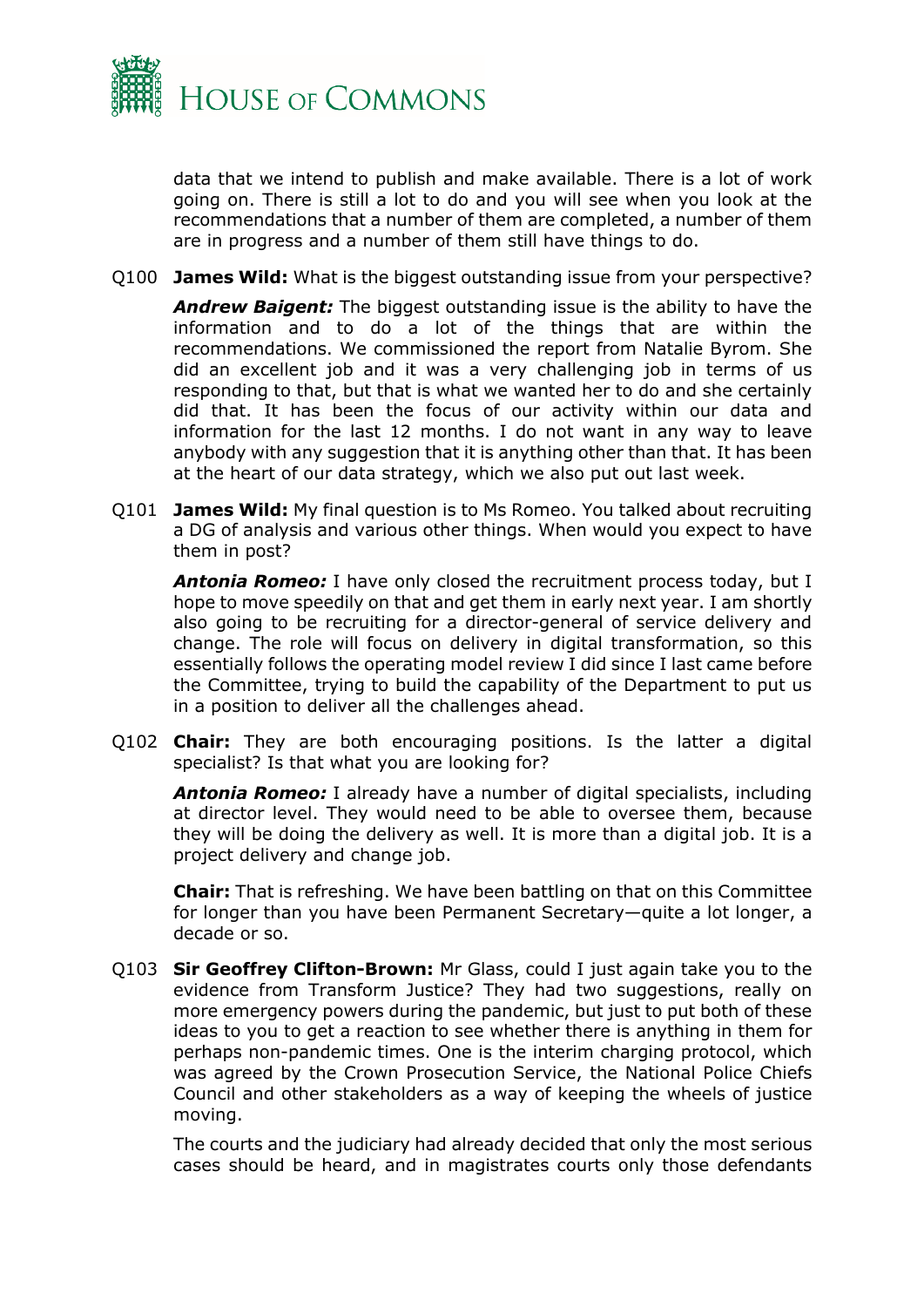data that we intend to publish and make available. There is a lot of work going on. There is still a lot to do and you will see when you look at the recommendations that a number of them are completed, a number of them are in progress and a number of them still have things to do.

Q100 **James Wild:** What is the biggest outstanding issue from your perspective?

***Andrew Baigent:*** The biggest outstanding issue is the ability to have the information and to do a lot of the things that are within the recommendations. We commissioned the report from Natalie Byrom. She did an excellent job and it was a very challenging job in terms of us responding to that, but that is what we wanted her to do and she certainly did that. It has been the focus of our activity within our data and information for the last 12 months. I do not want in any way to leave anybody with any suggestion that it is anything other than that. It has been at the heart of our data strategy, which we also put out last week.

Q101 **James Wild:** My final question is to Ms Romeo. You talked about recruiting a DG of analysis and various other things. When would you expect to have them in post?

***Antonia Romeo:*** I have only closed the recruitment process today, but I hope to move speedily on that and get them in early next year. I am shortly also going to be recruiting for a director-general of service delivery and change. The role will focus on delivery in digital transformation, so this essentially follows the operating model review I did since I last came before the Committee, trying to build the capability of the Department to put us in a position to deliver all the challenges ahead.

Q102 **Chair:** They are both encouraging positions. Is the latter a digital specialist? Is that what you are looking for?

***Antonia Romeo:*** I already have a number of digital specialists, including at director level. They would need to be able to oversee them, because they will be doing the delivery as well. It is more than a digital job. It is a project delivery and change job.

**Chair:** That is refreshing. We have been battling on that on this Committee for longer than you have been Permanent Secretary—quite a lot longer, a decade or so.

Q103 **Sir Geoffrey Clifton-Brown:** Mr Glass, could I just again take you to the evidence from Transform Justice? They had two suggestions, really on more emergency powers during the pandemic, but just to put both of these ideas to you to get a reaction to see whether there is anything in them for perhaps non-pandemic times. One is the interim charging protocol, which was agreed by the Crown Prosecution Service, the National Police Chiefs Council and other stakeholders as a way of keeping the wheels of justice moving.

The courts and the judiciary had already decided that only the most serious cases should be heard, and in magistrates courts only those defendants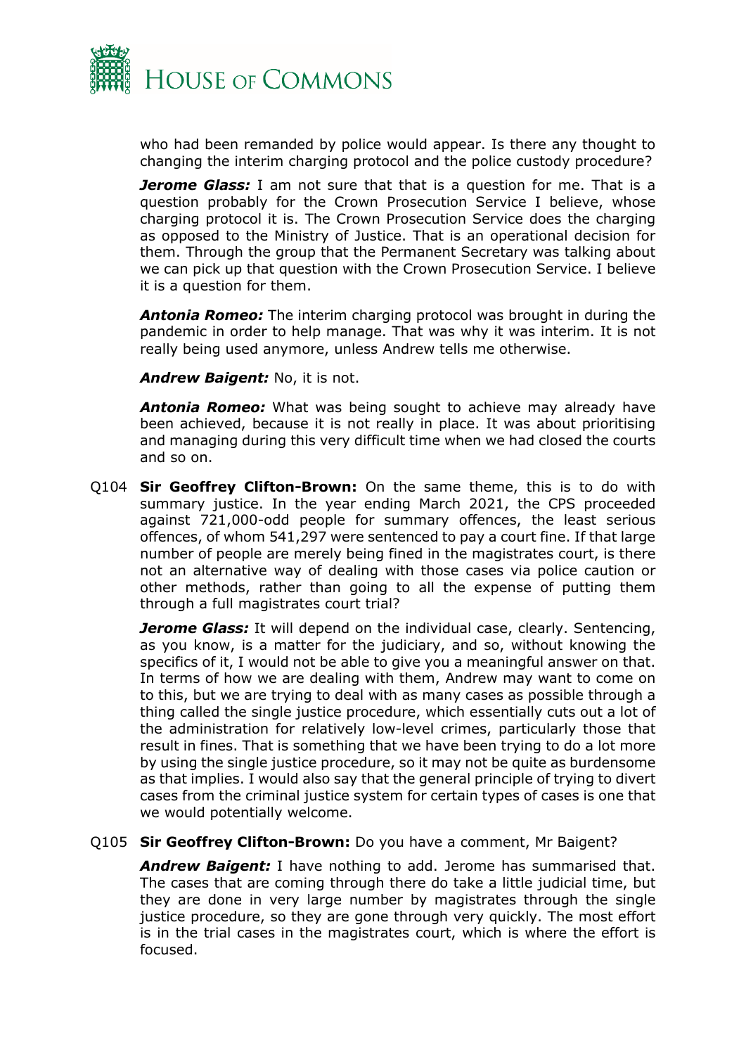who had been remanded by police would appear. Is there any thought to changing the interim charging protocol and the police custody procedure?

***Jerome Glass:*** I am not sure that that is a question for me. That is a question probably for the Crown Prosecution Service I believe, whose charging protocol it is. The Crown Prosecution Service does the charging as opposed to the Ministry of Justice. That is an operational decision for them. Through the group that the Permanent Secretary was talking about we can pick up that question with the Crown Prosecution Service. I believe it is a question for them.

***Antonia Romeo:*** The interim charging protocol was brought in during the pandemic in order to help manage. That was why it was interim. It is not really being used anymore, unless Andrew tells me otherwise.

***Andrew Baigent:*** No, it is not.

***Antonia Romeo:*** What was being sought to achieve may already have been achieved, because it is not really in place. It was about prioritising and managing during this very difficult time when we had closed the courts and so on.

Q104 **Sir Geoffrey Clifton-Brown:** On the same theme, this is to do with summary justice. In the year ending March 2021, the CPS proceeded against 721,000-odd people for summary offences, the least serious offences, of whom 541,297 were sentenced to pay a court fine. If that large number of people are merely being fined in the magistrates court, is there not an alternative way of dealing with those cases via police caution or other methods, rather than going to all the expense of putting them through a full magistrates court trial?

***Jerome Glass:*** It will depend on the individual case, clearly. Sentencing, as you know, is a matter for the judiciary, and so, without knowing the specifics of it, I would not be able to give you a meaningful answer on that. In terms of how we are dealing with them, Andrew may want to come on to this, but we are trying to deal with as many cases as possible through a thing called the single justice procedure, which essentially cuts out a lot of the administration for relatively low-level crimes, particularly those that result in fines. That is something that we have been trying to do a lot more by using the single justice procedure, so it may not be quite as burdensome as that implies. I would also say that the general principle of trying to divert cases from the criminal justice system for certain types of cases is one that we would potentially welcome.

Q105 **Sir Geoffrey Clifton-Brown:** Do you have a comment, Mr Baigent?

***Andrew Baigent:*** I have nothing to add. Jerome has summarised that. The cases that are coming through there do take a little judicial time, but they are done in very large number by magistrates through the single justice procedure, so they are gone through very quickly. The most effort is in the trial cases in the magistrates court, which is where the effort is focused.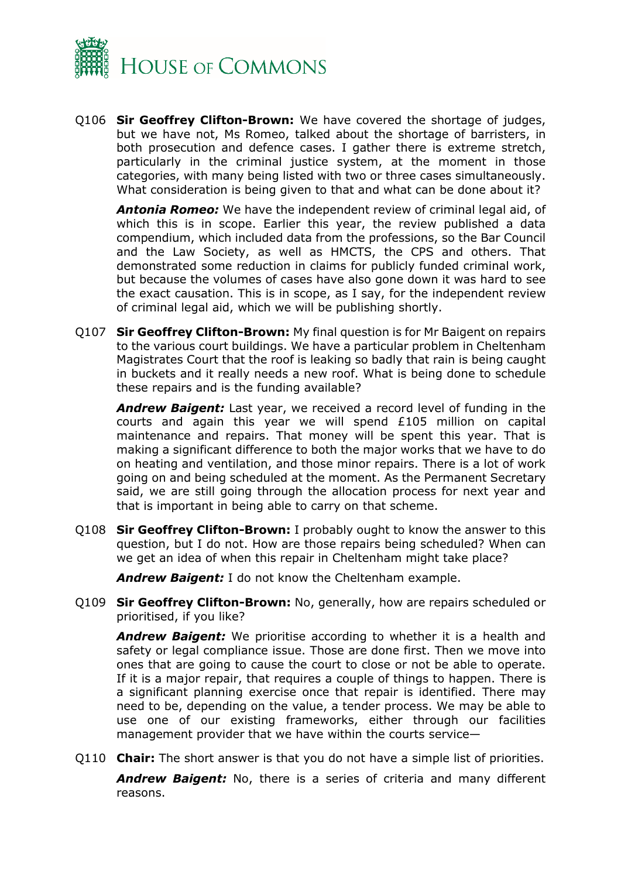Q106 **Sir Geoffrey Clifton-Brown:** We have covered the shortage of judges, but we have not, Ms Romeo, talked about the shortage of barristers, in both prosecution and defence cases. I gather there is extreme stretch, particularly in the criminal justice system, at the moment in those categories, with many being listed with two or three cases simultaneously. What consideration is being given to that and what can be done about it?

***Antonia Romeo:*** We have the independent review of criminal legal aid, of which this is in scope. Earlier this year, the review published a data compendium, which included data from the professions, so the Bar Council and the Law Society, as well as HMCTS, the CPS and others. That demonstrated some reduction in claims for publicly funded criminal work, but because the volumes of cases have also gone down it was hard to see the exact causation. This is in scope, as I say, for the independent review of criminal legal aid, which we will be publishing shortly.

Q107 **Sir Geoffrey Clifton-Brown:** My final question is for Mr Baigent on repairs to the various court buildings. We have a particular problem in Cheltenham Magistrates Court that the roof is leaking so badly that rain is being caught in buckets and it really needs a new roof. What is being done to schedule these repairs and is the funding available?

***Andrew Baigent:*** Last year, we received a record level of funding in the courts and again this year we will spend £105 million on capital maintenance and repairs. That money will be spent this year. That is making a significant difference to both the major works that we have to do on heating and ventilation, and those minor repairs. There is a lot of work going on and being scheduled at the moment. As the Permanent Secretary said, we are still going through the allocation process for next year and that is important in being able to carry on that scheme.

Q108 **Sir Geoffrey Clifton-Brown:** I probably ought to know the answer to this question, but I do not. How are those repairs being scheduled? When can we get an idea of when this repair in Cheltenham might take place?

***Andrew Baigent:*** I do not know the Cheltenham example.

Q109 **Sir Geoffrey Clifton-Brown:** No, generally, how are repairs scheduled or prioritised, if you like?

***Andrew Baigent:*** We prioritise according to whether it is a health and safety or legal compliance issue. Those are done first. Then we move into ones that are going to cause the court to close or not be able to operate. If it is a major repair, that requires a couple of things to happen. There is a significant planning exercise once that repair is identified. There may need to be, depending on the value, a tender process. We may be able to use one of our existing frameworks, either through our facilities management provider that we have within the courts service—

Q110 **Chair:** The short answer is that you do not have a simple list of priorities.

***Andrew Baigent:*** No, there is a series of criteria and many different reasons.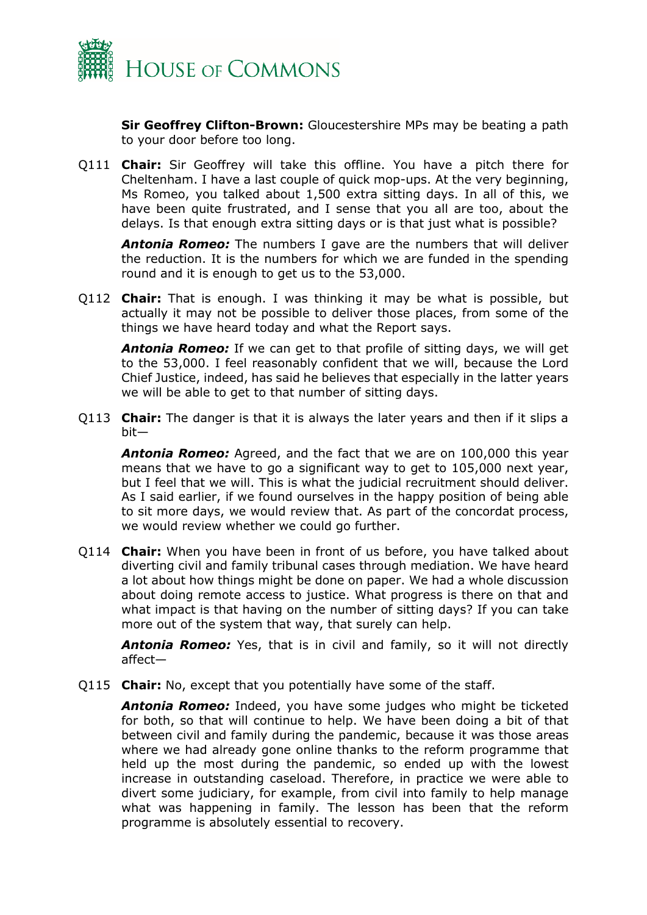**Sir Geoffrey Clifton-Brown:** Gloucestershire MPs may be beating a path to your door before too long.

Q111 **Chair:** Sir Geoffrey will take this offline. You have a pitch there for Cheltenham. I have a last couple of quick mop-ups. At the very beginning, Ms Romeo, you talked about 1,500 extra sitting days. In all of this, we have been quite frustrated, and I sense that you all are too, about the delays. Is that enough extra sitting days or is that just what is possible?

***Antonia Romeo:*** The numbers I gave are the numbers that will deliver the reduction. It is the numbers for which we are funded in the spending round and it is enough to get us to the 53,000.

Q112 **Chair:** That is enough. I was thinking it may be what is possible, but actually it may not be possible to deliver those places, from some of the things we have heard today and what the Report says.

***Antonia Romeo:*** If we can get to that profile of sitting days, we will get to the 53,000. I feel reasonably confident that we will, because the Lord Chief Justice, indeed, has said he believes that especially in the latter years we will be able to get to that number of sitting days.

Q113 **Chair:** The danger is that it is always the later years and then if it slips a bit—

***Antonia Romeo:*** Agreed, and the fact that we are on 100,000 this year means that we have to go a significant way to get to 105,000 next year, but I feel that we will. This is what the judicial recruitment should deliver. As I said earlier, if we found ourselves in the happy position of being able to sit more days, we would review that. As part of the concordat process, we would review whether we could go further.

Q114 **Chair:** When you have been in front of us before, you have talked about diverting civil and family tribunal cases through mediation. We have heard a lot about how things might be done on paper. We had a whole discussion about doing remote access to justice. What progress is there on that and what impact is that having on the number of sitting days? If you can take more out of the system that way, that surely can help.

***Antonia Romeo:*** Yes, that is in civil and family, so it will not directly affect—

Q115 **Chair:** No, except that you potentially have some of the staff.

***Antonia Romeo:*** Indeed, you have some judges who might be ticketed for both, so that will continue to help. We have been doing a bit of that between civil and family during the pandemic, because it was those areas where we had already gone online thanks to the reform programme that held up the most during the pandemic, so ended up with the lowest increase in outstanding caseload. Therefore, in practice we were able to divert some judiciary, for example, from civil into family to help manage what was happening in family. The lesson has been that the reform programme is absolutely essential to recovery.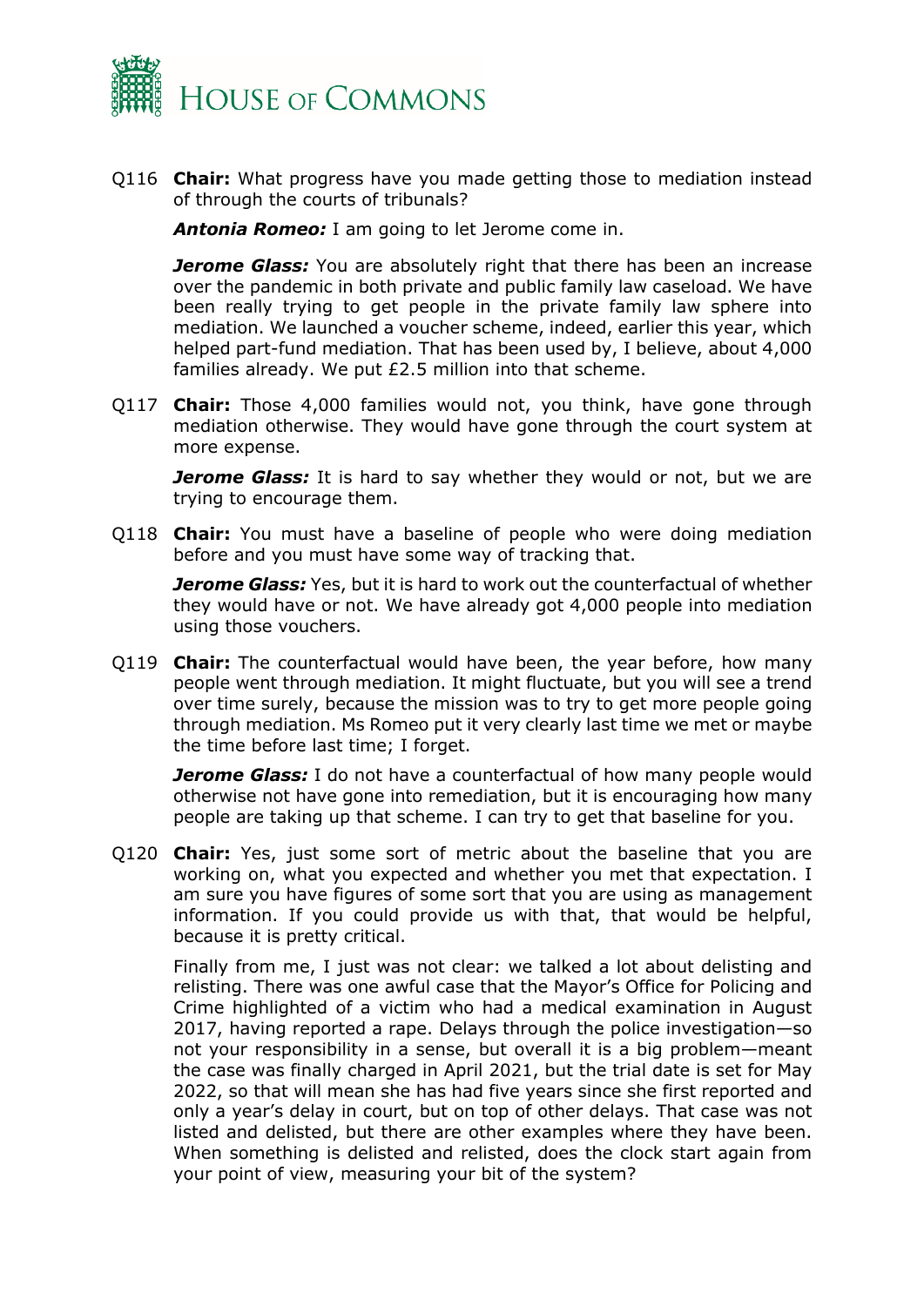Q116 **Chair:** What progress have you made getting those to mediation instead of through the courts of tribunals?

***Antonia Romeo:*** I am going to let Jerome come in.

***Jerome Glass:*** You are absolutely right that there has been an increase over the pandemic in both private and public family law caseload. We have been really trying to get people in the private family law sphere into mediation. We launched a voucher scheme, indeed, earlier this year, which helped part-fund mediation. That has been used by, I believe, about 4,000 families already. We put £2.5 million into that scheme.

Q117 **Chair:** Those 4,000 families would not, you think, have gone through mediation otherwise. They would have gone through the court system at more expense.

***Jerome Glass:*** It is hard to say whether they would or not, but we are trying to encourage them.

Q118 **Chair:** You must have a baseline of people who were doing mediation before and you must have some way of tracking that.

***Jerome Glass:*** Yes, but it is hard to work out the counterfactual of whether they would have or not. We have already got 4,000 people into mediation using those vouchers.

Q119 **Chair:** The counterfactual would have been, the year before, how many people went through mediation. It might fluctuate, but you will see a trend over time surely, because the mission was to try to get more people going through mediation. Ms Romeo put it very clearly last time we met or maybe the time before last time; I forget.

***Jerome Glass:*** I do not have a counterfactual of how many people would otherwise not have gone into remediation, but it is encouraging how many people are taking up that scheme. I can try to get that baseline for you.

Q120 **Chair:** Yes, just some sort of metric about the baseline that you are working on, what you expected and whether you met that expectation. I am sure you have figures of some sort that you are using as management information. If you could provide us with that, that would be helpful, because it is pretty critical.

Finally from me, I just was not clear: we talked a lot about delisting and relisting. There was one awful case that the Mayor's Office for Policing and Crime highlighted of a victim who had a medical examination in August 2017, having reported a rape. Delays through the police investigation—so not your responsibility in a sense, but overall it is a big problem—meant the case was finally charged in April 2021, but the trial date is set for May 2022, so that will mean she has had five years since she first reported and only a year's delay in court, but on top of other delays. That case was not listed and delisted, but there are other examples where they have been. When something is delisted and relisted, does the clock start again from your point of view, measuring your bit of the system?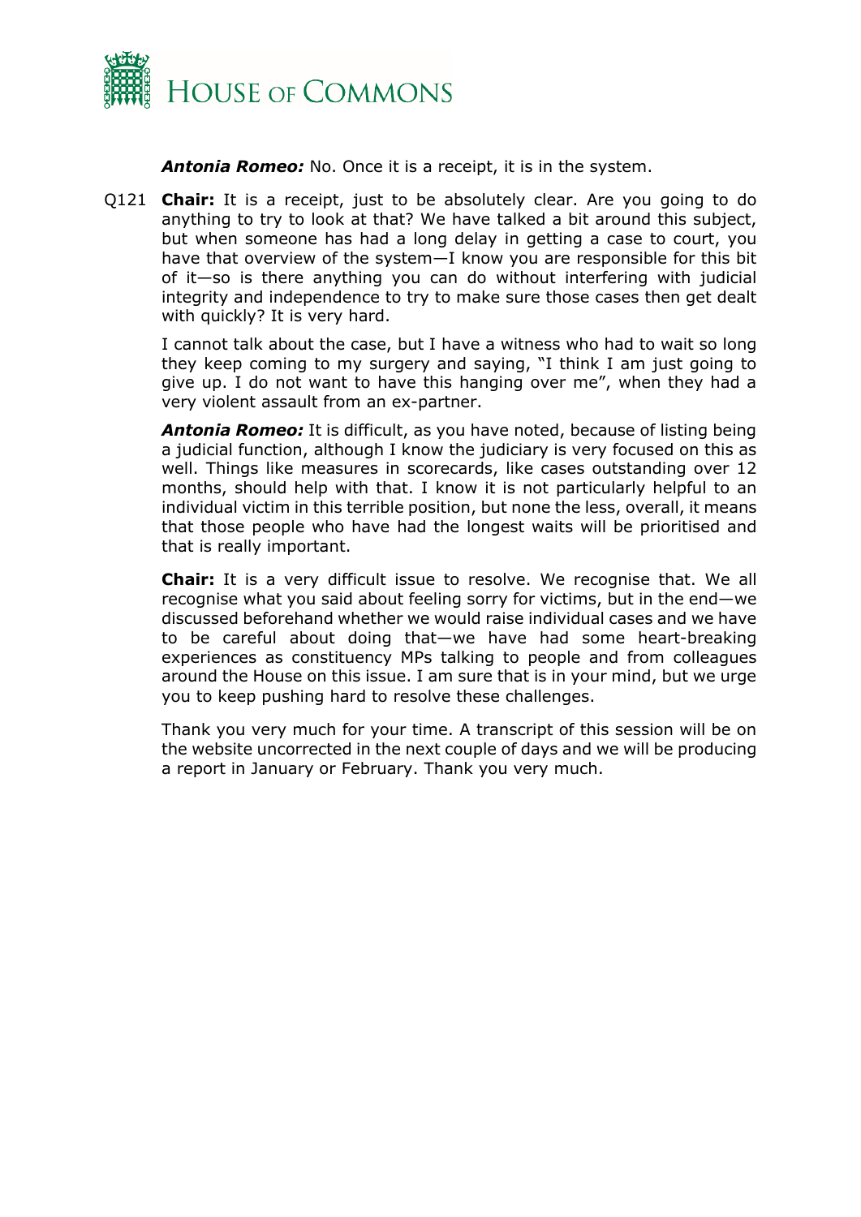***Antonia Romeo:*** No. Once it is a receipt, it is in the system.

Q121 **Chair:** It is a receipt, just to be absolutely clear. Are you going to do anything to try to look at that? We have talked a bit around this subject, but when someone has had a long delay in getting a case to court, you have that overview of the system—I know you are responsible for this bit of it—so is there anything you can do without interfering with judicial integrity and independence to try to make sure those cases then get dealt with quickly? It is very hard.

I cannot talk about the case, but I have a witness who had to wait so long they keep coming to my surgery and saying, "I think I am just going to give up. I do not want to have this hanging over me", when they had a very violent assault from an ex-partner.

***Antonia Romeo:*** It is difficult, as you have noted, because of listing being a judicial function, although I know the judiciary is very focused on this as well. Things like measures in scorecards, like cases outstanding over 12 months, should help with that. I know it is not particularly helpful to an individual victim in this terrible position, but none the less, overall, it means that those people who have had the longest waits will be prioritised and that is really important.

**Chair:** It is a very difficult issue to resolve. We recognise that. We all recognise what you said about feeling sorry for victims, but in the end—we discussed beforehand whether we would raise individual cases and we have to be careful about doing that—we have had some heart-breaking experiences as constituency MPs talking to people and from colleagues around the House on this issue. I am sure that is in your mind, but we urge you to keep pushing hard to resolve these challenges.

Thank you very much for your time. A transcript of this session will be on the website uncorrected in the next couple of days and we will be producing a report in January or February. Thank you very much.